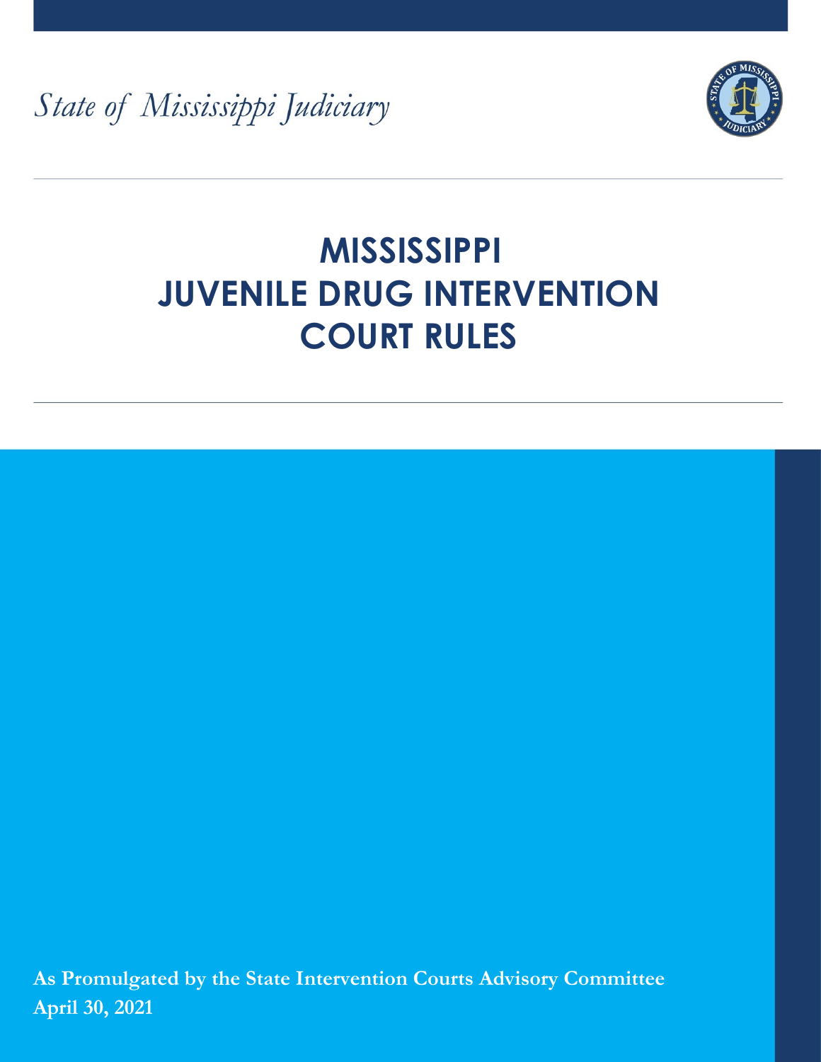*State of Mississippi Judiciary*

# MISSISSIPPI JUVENILE DRUG INTERVENTION COURT RULES

**As Promulgated by the State Intervention Courts Advisory Committee**
**April 30, 2021**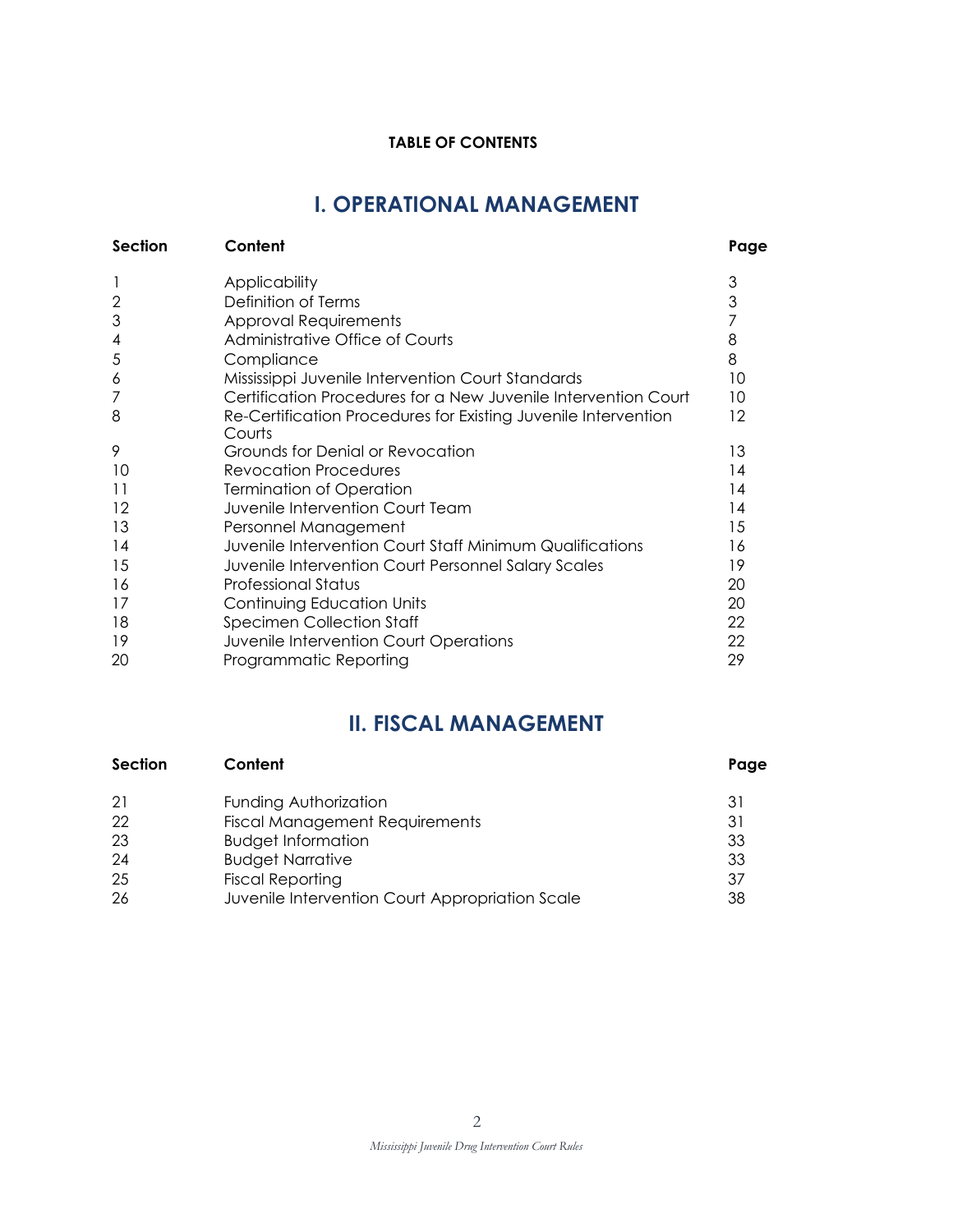**TABLE OF CONTENTS**

## I. OPERATIONAL MANAGEMENT

| Section | Content | Page |
|---|---|---|
| 1 | Applicability | 3 |
| 2 | Definition of Terms | 3 |
| 3 | Approval Requirements | 7 |
| 4 | Administrative Office of Courts | 8 |
| 5 | Compliance | 8 |
| 6 | Mississippi Juvenile Intervention Court Standards | 10 |
| 7 | Certification Procedures for a New Juvenile Intervention Court | 10 |
| 8 | Re-Certification Procedures for Existing Juvenile Intervention Courts | 12 |
| 9 | Grounds for Denial or Revocation | 13 |
| 10 | Revocation Procedures | 14 |
| 11 | Termination of Operation | 14 |
| 12 | Juvenile Intervention Court Team | 14 |
| 13 | Personnel Management | 15 |
| 14 | Juvenile Intervention Court Staff Minimum Qualifications | 16 |
| 15 | Juvenile Intervention Court Personnel Salary Scales | 19 |
| 16 | Professional Status | 20 |
| 17 | Continuing Education Units | 20 |
| 18 | Specimen Collection Staff | 22 |
| 19 | Juvenile Intervention Court Operations | 22 |
| 20 | Programmatic Reporting | 29 |

## II. FISCAL MANAGEMENT

| Section | Content | Page |
|---|---|---|
| 21 | Funding Authorization | 31 |
| 22 | Fiscal Management Requirements | 31 |
| 23 | Budget Information | 33 |
| 24 | Budget Narrative | 33 |
| 25 | Fiscal Reporting | 37 |
| 26 | Juvenile Intervention Court Appropriation Scale | 38 |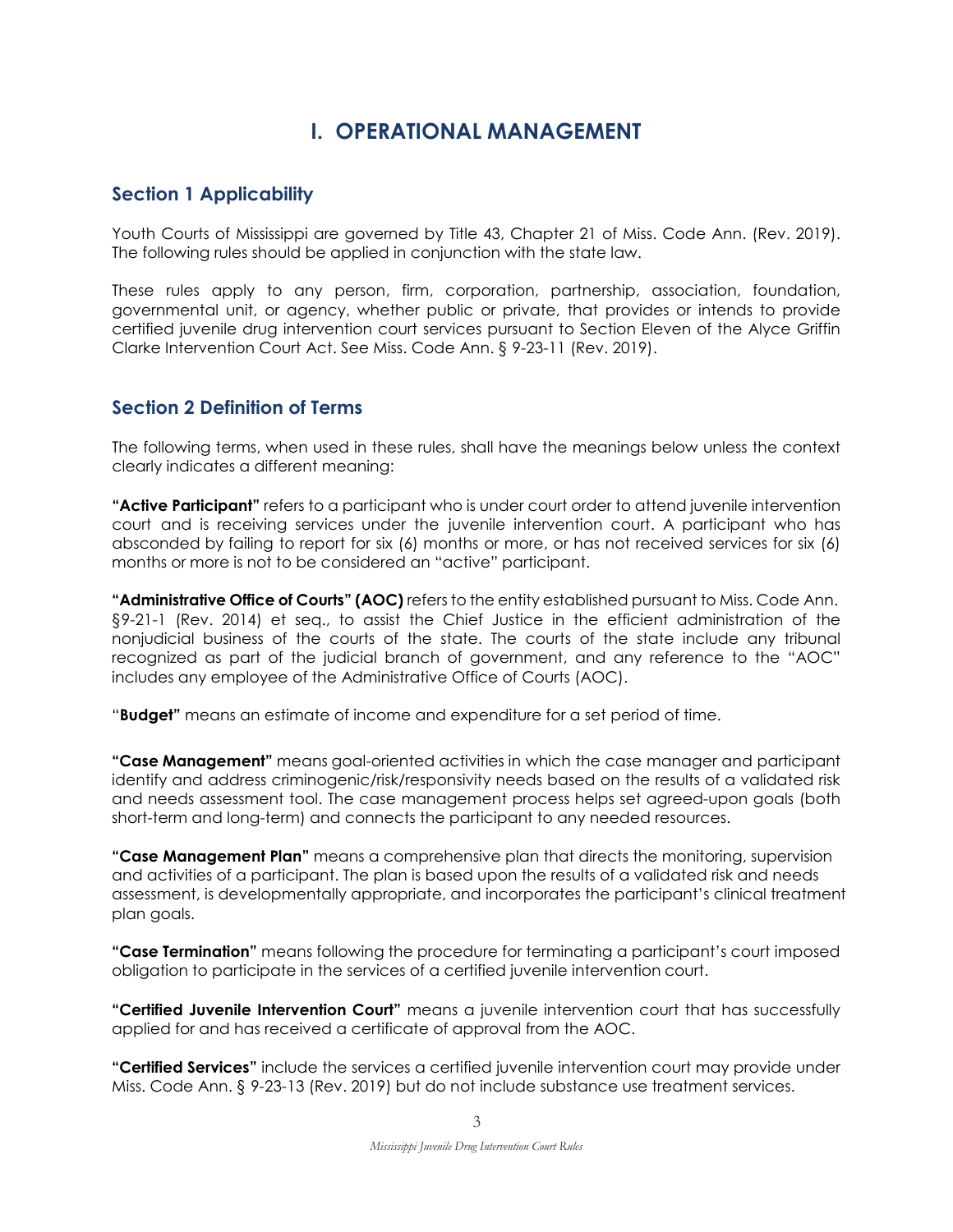# I. OPERATIONAL MANAGEMENT

## Section 1 Applicability

Youth Courts of Mississippi are governed by Title 43, Chapter 21 of Miss. Code Ann. (Rev. 2019). The following rules should be applied in conjunction with the state law.

These rules apply to any person, firm, corporation, partnership, association, foundation, governmental unit, or agency, whether public or private, that provides or intends to provide certified juvenile drug intervention court services pursuant to Section Eleven of the Alyce Griffin Clarke Intervention Court Act. See Miss. Code Ann. § 9-23-11 (Rev. 2019).

## Section 2 Definition of Terms

The following terms, when used in these rules, shall have the meanings below unless the context clearly indicates a different meaning:

**"Active Participant"** refers to a participant who is under court order to attend juvenile intervention court and is receiving services under the juvenile intervention court. A participant who has absconded by failing to report for six (6) months or more, or has not received services for six (6) months or more is not to be considered an "active" participant.

**"Administrative Office of Courts" (AOC)** refers to the entity established pursuant to Miss. Code Ann. §9-21-1 (Rev. 2014) et seq., to assist the Chief Justice in the efficient administration of the nonjudicial business of the courts of the state. The courts of the state include any tribunal recognized as part of the judicial branch of government, and any reference to the "AOC" includes any employee of the Administrative Office of Courts (AOC).

"**Budget"** means an estimate of income and expenditure for a set period of time.

**"Case Management"** means goal-oriented activities in which the case manager and participant identify and address criminogenic/risk/responsivity needs based on the results of a validated risk and needs assessment tool. The case management process helps set agreed-upon goals (both short-term and long-term) and connects the participant to any needed resources.

**"Case Management Plan"** means a comprehensive plan that directs the monitoring, supervision and activities of a participant. The plan is based upon the results of a validated risk and needs assessment, is developmentally appropriate, and incorporates the participant's clinical treatment plan goals.

**"Case Termination"** means following the procedure for terminating a participant's court imposed obligation to participate in the services of a certified juvenile intervention court.

**"Certified Juvenile Intervention Court"** means a juvenile intervention court that has successfully applied for and has received a certificate of approval from the AOC.

**"Certified Services"** include the services a certified juvenile intervention court may provide under Miss. Code Ann. § 9-23-13 (Rev. 2019) but do not include substance use treatment services.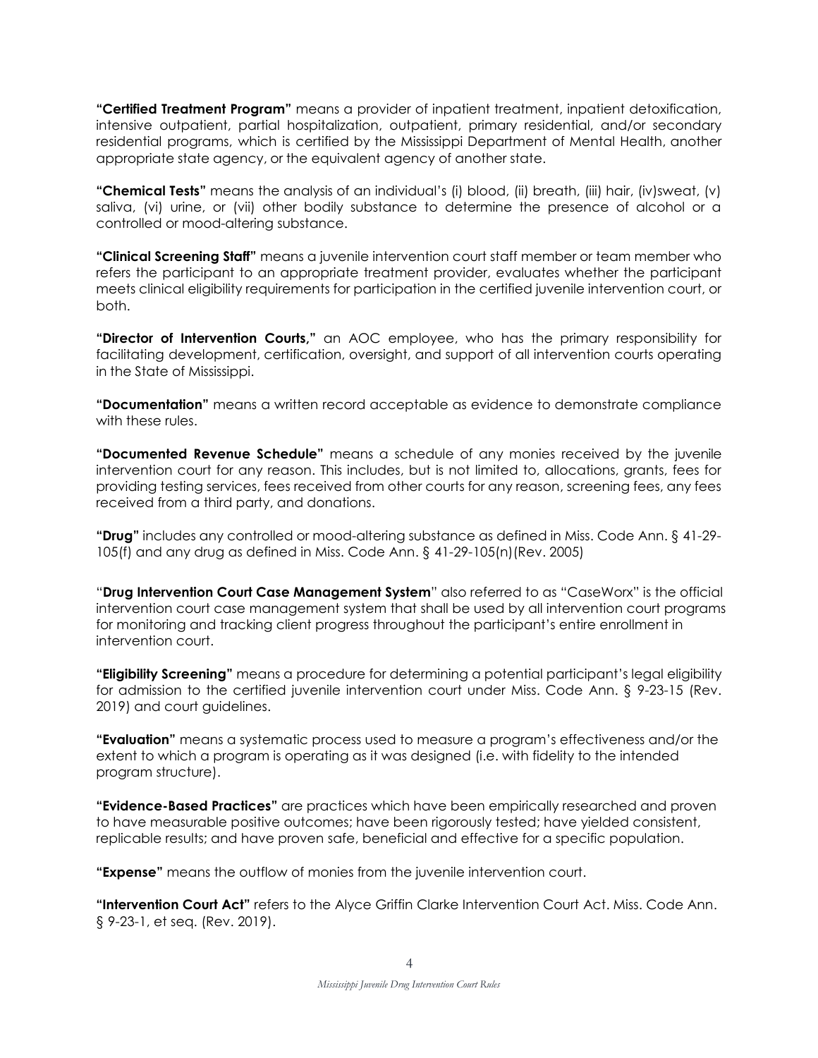**"Certified Treatment Program"** means a provider of inpatient treatment, inpatient detoxification, intensive outpatient, partial hospitalization, outpatient, primary residential, and/or secondary residential programs, which is certified by the Mississippi Department of Mental Health, another appropriate state agency, or the equivalent agency of another state.

**"Chemical Tests"** means the analysis of an individual's (i) blood, (ii) breath, (iii) hair, (iv)sweat, (v) saliva, (vi) urine, or (vii) other bodily substance to determine the presence of alcohol or a controlled or mood-altering substance.

**"Clinical Screening Staff"** means a juvenile intervention court staff member or team member who refers the participant to an appropriate treatment provider, evaluates whether the participant meets clinical eligibility requirements for participation in the certified juvenile intervention court, or both.

**"Director of Intervention Courts,"** an AOC employee, who has the primary responsibility for facilitating development, certification, oversight, and support of all intervention courts operating in the State of Mississippi.

**"Documentation"** means a written record acceptable as evidence to demonstrate compliance with these rules.

**"Documented Revenue Schedule"** means a schedule of any monies received by the juvenile intervention court for any reason. This includes, but is not limited to, allocations, grants, fees for providing testing services, fees received from other courts for any reason, screening fees, any fees received from a third party, and donations.

**"Drug"** includes any controlled or mood-altering substance as defined in Miss. Code Ann. § 41-29-105(f) and any drug as defined in Miss. Code Ann. § 41-29-105(n)(Rev. 2005)

"**Drug Intervention Court Case Management System**" also referred to as "CaseWorx" is the official intervention court case management system that shall be used by all intervention court programs for monitoring and tracking client progress throughout the participant's entire enrollment in intervention court.

**"Eligibility Screening"** means a procedure for determining a potential participant's legal eligibility for admission to the certified juvenile intervention court under Miss. Code Ann. § 9-23-15 (Rev. 2019) and court guidelines.

**"Evaluation"** means a systematic process used to measure a program's effectiveness and/or the extent to which a program is operating as it was designed (i.e. with fidelity to the intended program structure).

**"Evidence-Based Practices"** are practices which have been empirically researched and proven to have measurable positive outcomes; have been rigorously tested; have yielded consistent, replicable results; and have proven safe, beneficial and effective for a specific population.

**"Expense"** means the outflow of monies from the juvenile intervention court.

**"Intervention Court Act"** refers to the Alyce Griffin Clarke Intervention Court Act. Miss. Code Ann. § 9-23-1, et seq. (Rev. 2019).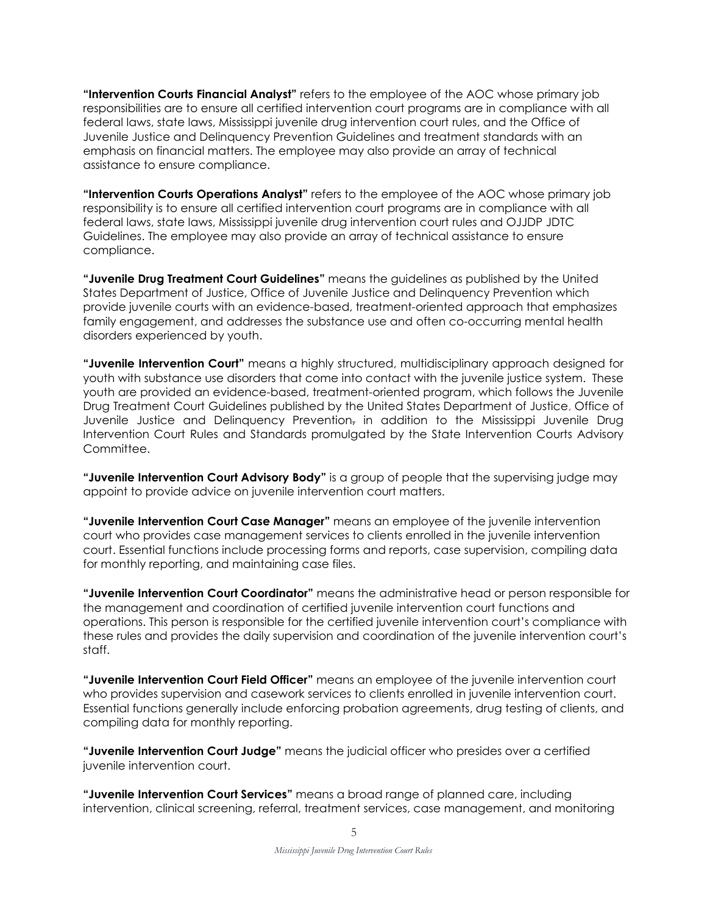**"Intervention Courts Financial Analyst"** refers to the employee of the AOC whose primary job responsibilities are to ensure all certified intervention court programs are in compliance with all federal laws, state laws, Mississippi juvenile drug intervention court rules, and the Office of Juvenile Justice and Delinquency Prevention Guidelines and treatment standards with an emphasis on financial matters. The employee may also provide an array of technical assistance to ensure compliance.

**"Intervention Courts Operations Analyst"** refers to the employee of the AOC whose primary job responsibility is to ensure all certified intervention court programs are in compliance with all federal laws, state laws, Mississippi juvenile drug intervention court rules and OJJDP JDTC Guidelines. The employee may also provide an array of technical assistance to ensure compliance.

**"Juvenile Drug Treatment Court Guidelines"** means the guidelines as published by the United States Department of Justice, Office of Juvenile Justice and Delinquency Prevention which provide juvenile courts with an evidence-based, treatment-oriented approach that emphasizes family engagement, and addresses the substance use and often co-occurring mental health disorders experienced by youth.

**"Juvenile Intervention Court"** means a highly structured, multidisciplinary approach designed for youth with substance use disorders that come into contact with the juvenile justice system. These youth are provided an evidence-based, treatment-oriented program, which follows the Juvenile Drug Treatment Court Guidelines published by the United States Department of Justice, Office of Juvenile Justice and Delinquency Prevention, in addition to the Mississippi Juvenile Drug Intervention Court Rules and Standards promulgated by the State Intervention Courts Advisory Committee.

**"Juvenile Intervention Court Advisory Body"** is a group of people that the supervising judge may appoint to provide advice on juvenile intervention court matters.

**"Juvenile Intervention Court Case Manager"** means an employee of the juvenile intervention court who provides case management services to clients enrolled in the juvenile intervention court. Essential functions include processing forms and reports, case supervision, compiling data for monthly reporting, and maintaining case files.

**"Juvenile Intervention Court Coordinator"** means the administrative head or person responsible for the management and coordination of certified juvenile intervention court functions and operations. This person is responsible for the certified juvenile intervention court's compliance with these rules and provides the daily supervision and coordination of the juvenile intervention court's staff.

**"Juvenile Intervention Court Field Officer"** means an employee of the juvenile intervention court who provides supervision and casework services to clients enrolled in juvenile intervention court. Essential functions generally include enforcing probation agreements, drug testing of clients, and compiling data for monthly reporting.

**"Juvenile Intervention Court Judge"** means the judicial officer who presides over a certified juvenile intervention court.

**"Juvenile Intervention Court Services"** means a broad range of planned care, including intervention, clinical screening, referral, treatment services, case management, and monitoring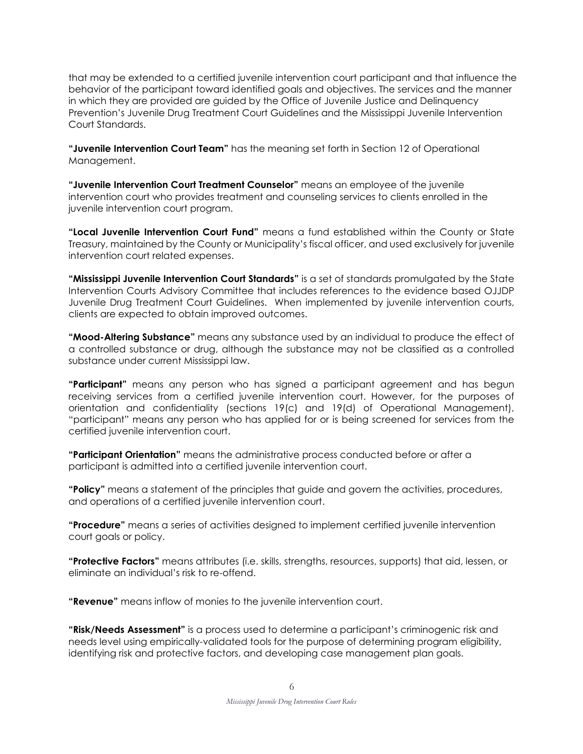that may be extended to a certified juvenile intervention court participant and that influence the behavior of the participant toward identified goals and objectives. The services and the manner in which they are provided are guided by the Office of Juvenile Justice and Delinquency Prevention's Juvenile Drug Treatment Court Guidelines and the Mississippi Juvenile Intervention Court Standards.

**"Juvenile Intervention Court Team"** has the meaning set forth in Section 12 of Operational Management.

**"Juvenile Intervention Court Treatment Counselor"** means an employee of the juvenile intervention court who provides treatment and counseling services to clients enrolled in the juvenile intervention court program.

**"Local Juvenile Intervention Court Fund"** means a fund established within the County or State Treasury, maintained by the County or Municipality's fiscal officer, and used exclusively for juvenile intervention court related expenses.

**"Mississippi Juvenile Intervention Court Standards"** is a set of standards promulgated by the State Intervention Courts Advisory Committee that includes references to the evidence based OJJDP Juvenile Drug Treatment Court Guidelines. When implemented by juvenile intervention courts, clients are expected to obtain improved outcomes.

**"Mood-Altering Substance"** means any substance used by an individual to produce the effect of a controlled substance or drug, although the substance may not be classified as a controlled substance under current Mississippi law.

**"Participant"** means any person who has signed a participant agreement and has begun receiving services from a certified juvenile intervention court. However, for the purposes of orientation and confidentiality (sections 19(c) and 19(d) of Operational Management), "participant" means any person who has applied for or is being screened for services from the certified juvenile intervention court.

**"Participant Orientation"** means the administrative process conducted before or after a participant is admitted into a certified juvenile intervention court.

**"Policy"** means a statement of the principles that guide and govern the activities, procedures, and operations of a certified juvenile intervention court.

**"Procedure"** means a series of activities designed to implement certified juvenile intervention court goals or policy.

**"Protective Factors"** means attributes (i.e. skills, strengths, resources, supports) that aid, lessen, or eliminate an individual's risk to re-offend.

**"Revenue"** means inflow of monies to the juvenile intervention court.

**"Risk/Needs Assessment"** is a process used to determine a participant's criminogenic risk and needs level using empirically-validated tools for the purpose of determining program eligibility, identifying risk and protective factors, and developing case management plan goals.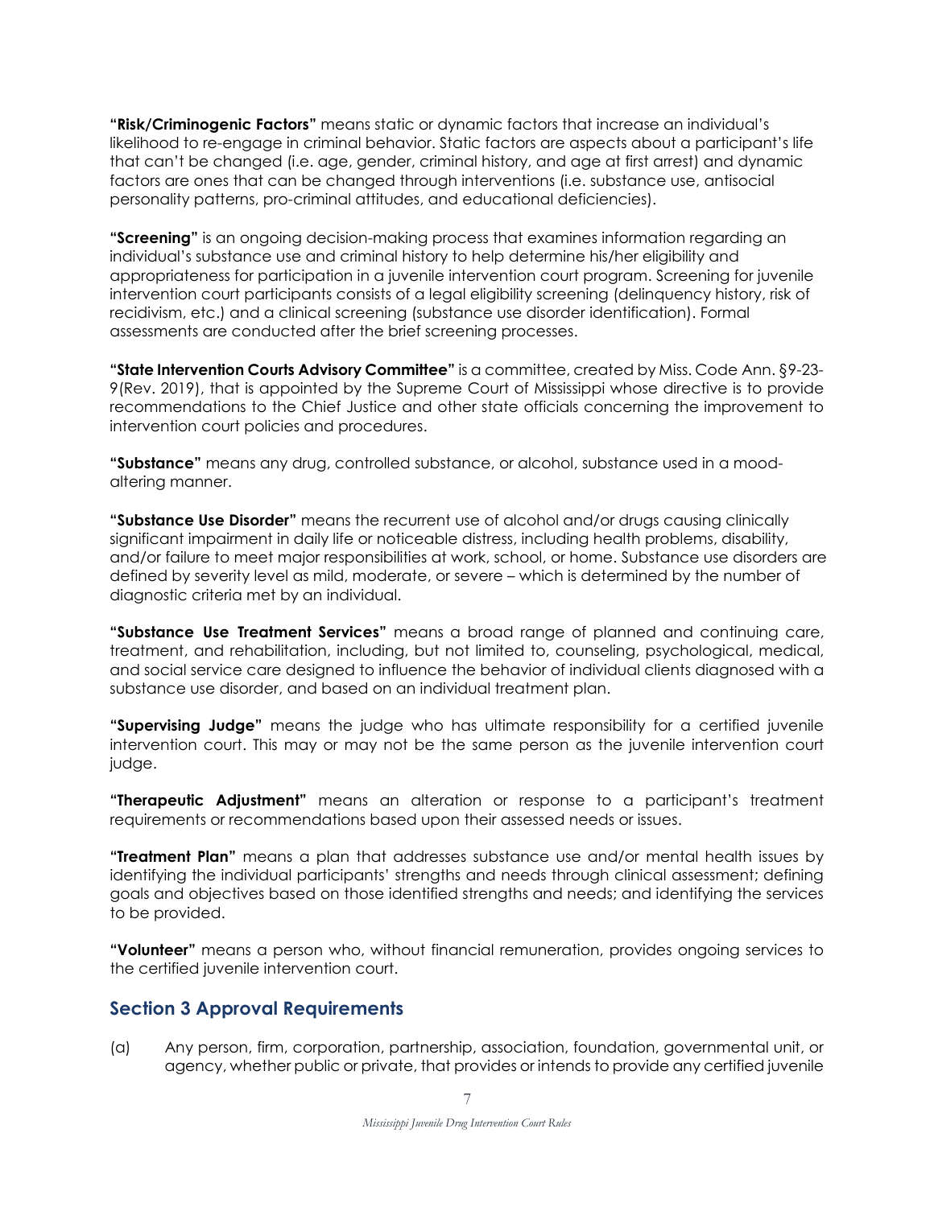**"Risk/Criminogenic Factors"** means static or dynamic factors that increase an individual's likelihood to re-engage in criminal behavior. Static factors are aspects about a participant's life that can't be changed (i.e. age, gender, criminal history, and age at first arrest) and dynamic factors are ones that can be changed through interventions (i.e. substance use, antisocial personality patterns, pro-criminal attitudes, and educational deficiencies).

**"Screening"** is an ongoing decision-making process that examines information regarding an individual's substance use and criminal history to help determine his/her eligibility and appropriateness for participation in a juvenile intervention court program. Screening for juvenile intervention court participants consists of a legal eligibility screening (delinquency history, risk of recidivism, etc.) and a clinical screening (substance use disorder identification). Formal assessments are conducted after the brief screening processes.

**"State Intervention Courts Advisory Committee"** is a committee, created by Miss. Code Ann. §9-23-9(Rev. 2019), that is appointed by the Supreme Court of Mississippi whose directive is to provide recommendations to the Chief Justice and other state officials concerning the improvement to intervention court policies and procedures.

**"Substance"** means any drug, controlled substance, or alcohol, substance used in a mood-altering manner.

**"Substance Use Disorder"** means the recurrent use of alcohol and/or drugs causing clinically significant impairment in daily life or noticeable distress, including health problems, disability, and/or failure to meet major responsibilities at work, school, or home. Substance use disorders are defined by severity level as mild, moderate, or severe – which is determined by the number of diagnostic criteria met by an individual.

**"Substance Use Treatment Services"** means a broad range of planned and continuing care, treatment, and rehabilitation, including, but not limited to, counseling, psychological, medical, and social service care designed to influence the behavior of individual clients diagnosed with a substance use disorder, and based on an individual treatment plan.

**"Supervising Judge"** means the judge who has ultimate responsibility for a certified juvenile intervention court. This may or may not be the same person as the juvenile intervention court judge.

**"Therapeutic Adjustment"** means an alteration or response to a participant's treatment requirements or recommendations based upon their assessed needs or issues.

**"Treatment Plan"** means a plan that addresses substance use and/or mental health issues by identifying the individual participants' strengths and needs through clinical assessment; defining goals and objectives based on those identified strengths and needs; and identifying the services to be provided.

**"Volunteer"** means a person who, without financial remuneration, provides ongoing services to the certified juvenile intervention court.

## Section 3 Approval Requirements

(a) Any person, firm, corporation, partnership, association, foundation, governmental unit, or agency, whether public or private, that provides or intends to provide any certified juvenile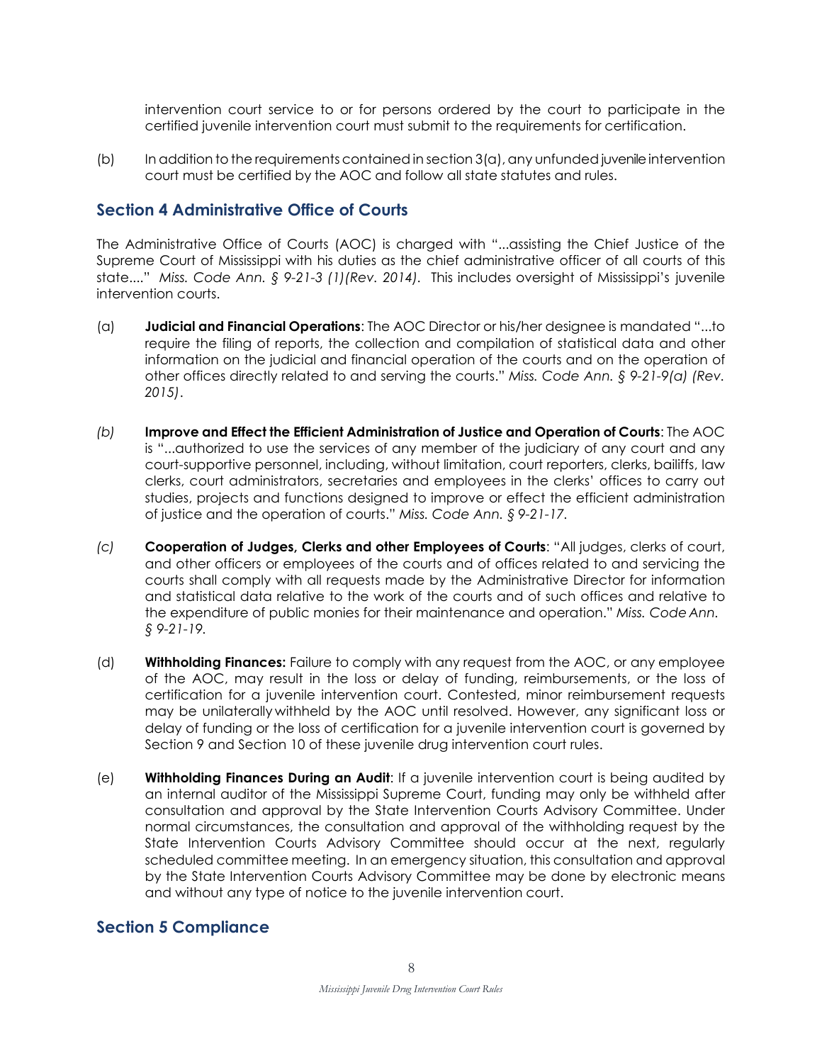intervention court service to or for persons ordered by the court to participate in the certified juvenile intervention court must submit to the requirements for certification.

(b) In addition to the requirements contained in section 3(a), any unfunded juvenile intervention court must be certified by the AOC and follow all state statutes and rules.

## Section 4 Administrative Office of Courts

The Administrative Office of Courts (AOC) is charged with "...assisting the Chief Justice of the Supreme Court of Mississippi with his duties as the chief administrative officer of all courts of this state...." *Miss. Code Ann. § 9-21-3 (1)(Rev. 2014).* This includes oversight of Mississippi's juvenile intervention courts.

(a) **Judicial and Financial Operations**: The AOC Director or his/her designee is mandated "...to require the filing of reports, the collection and compilation of statistical data and other information on the judicial and financial operation of the courts and on the operation of other offices directly related to and serving the courts." *Miss. Code Ann. § 9-21-9(a) (Rev. 2015)*.

*(b)* **Improve and Effect the Efficient Administration of Justice and Operation of Courts**: The AOC is "...authorized to use the services of any member of the judiciary of any court and any court-supportive personnel, including, without limitation, court reporters, clerks, bailiffs, law clerks, court administrators, secretaries and employees in the clerks' offices to carry out studies, projects and functions designed to improve or effect the efficient administration of justice and the operation of courts." *Miss. Code Ann. § 9-21-17.*

*(c)* **Cooperation of Judges, Clerks and other Employees of Courts**: "All judges, clerks of court, and other officers or employees of the courts and of offices related to and servicing the courts shall comply with all requests made by the Administrative Director for information and statistical data relative to the work of the courts and of such offices and relative to the expenditure of public monies for their maintenance and operation." *Miss. Code Ann. § 9-21-19.*

(d) **Withholding Finances:** Failure to comply with any request from the AOC, or any employee of the AOC, may result in the loss or delay of funding, reimbursements, or the loss of certification for a juvenile intervention court. Contested, minor reimbursement requests may be unilaterally withheld by the AOC until resolved. However, any significant loss or delay of funding or the loss of certification for a juvenile intervention court is governed by Section 9 and Section 10 of these juvenile drug intervention court rules.

(e) **Withholding Finances During an Audit**: If a juvenile intervention court is being audited by an internal auditor of the Mississippi Supreme Court, funding may only be withheld after consultation and approval by the State Intervention Courts Advisory Committee. Under normal circumstances, the consultation and approval of the withholding request by the State Intervention Courts Advisory Committee should occur at the next, regularly scheduled committee meeting. In an emergency situation, this consultation and approval by the State Intervention Courts Advisory Committee may be done by electronic means and without any type of notice to the juvenile intervention court.

## Section 5 Compliance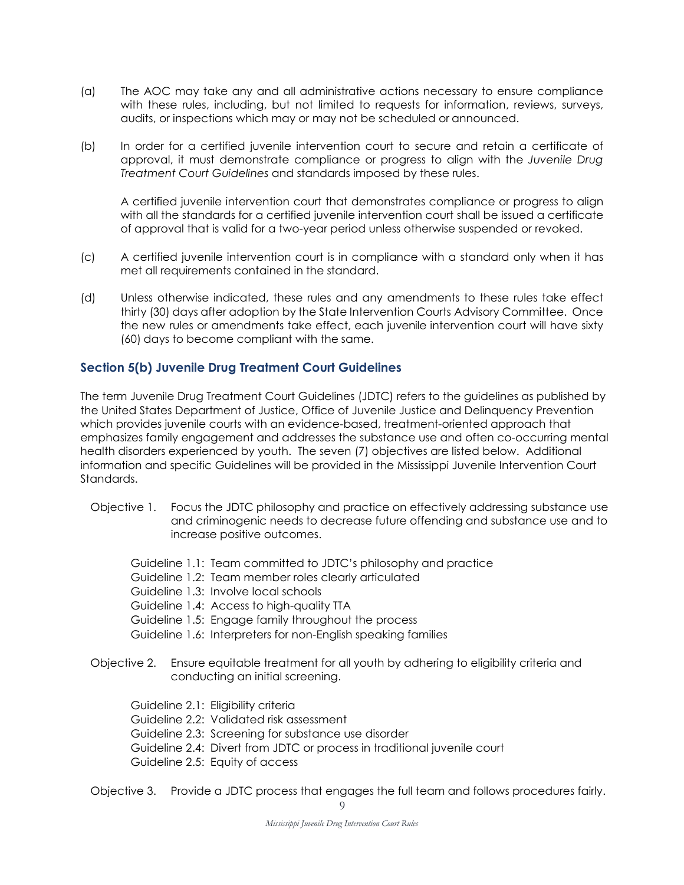(a) The AOC may take any and all administrative actions necessary to ensure compliance with these rules, including, but not limited to requests for information, reviews, surveys, audits, or inspections which may or may not be scheduled or announced.

(b) In order for a certified juvenile intervention court to secure and retain a certificate of approval, it must demonstrate compliance or progress to align with the *Juvenile Drug Treatment Court Guidelines* and standards imposed by these rules.

A certified juvenile intervention court that demonstrates compliance or progress to align with all the standards for a certified juvenile intervention court shall be issued a certificate of approval that is valid for a two-year period unless otherwise suspended or revoked.

(c) A certified juvenile intervention court is in compliance with a standard only when it has met all requirements contained in the standard.

(d) Unless otherwise indicated, these rules and any amendments to these rules take effect thirty (30) days after adoption by the State Intervention Courts Advisory Committee. Once the new rules or amendments take effect, each juvenile intervention court will have sixty (60) days to become compliant with the same.

### Section 5(b) Juvenile Drug Treatment Court Guidelines

The term Juvenile Drug Treatment Court Guidelines (JDTC) refers to the guidelines as published by the United States Department of Justice, Office of Juvenile Justice and Delinquency Prevention which provides juvenile courts with an evidence-based, treatment-oriented approach that emphasizes family engagement and addresses the substance use and often co-occurring mental health disorders experienced by youth. The seven (7) objectives are listed below. Additional information and specific Guidelines will be provided in the Mississippi Juvenile Intervention Court Standards.

Objective 1. Focus the JDTC philosophy and practice on effectively addressing substance use and criminogenic needs to decrease future offending and substance use and to increase positive outcomes.

- Guideline 1.1: Team committed to JDTC's philosophy and practice
- Guideline 1.2: Team member roles clearly articulated
- Guideline 1.3: Involve local schools
- Guideline 1.4: Access to high-quality TTA
- Guideline 1.5: Engage family throughout the process
- Guideline 1.6: Interpreters for non-English speaking families

Objective 2. Ensure equitable treatment for all youth by adhering to eligibility criteria and conducting an initial screening.

- Guideline 2.1: Eligibility criteria
- Guideline 2.2: Validated risk assessment
- Guideline 2.3: Screening for substance use disorder
- Guideline 2.4: Divert from JDTC or process in traditional juvenile court
- Guideline 2.5: Equity of access

Objective 3. Provide a JDTC process that engages the full team and follows procedures fairly.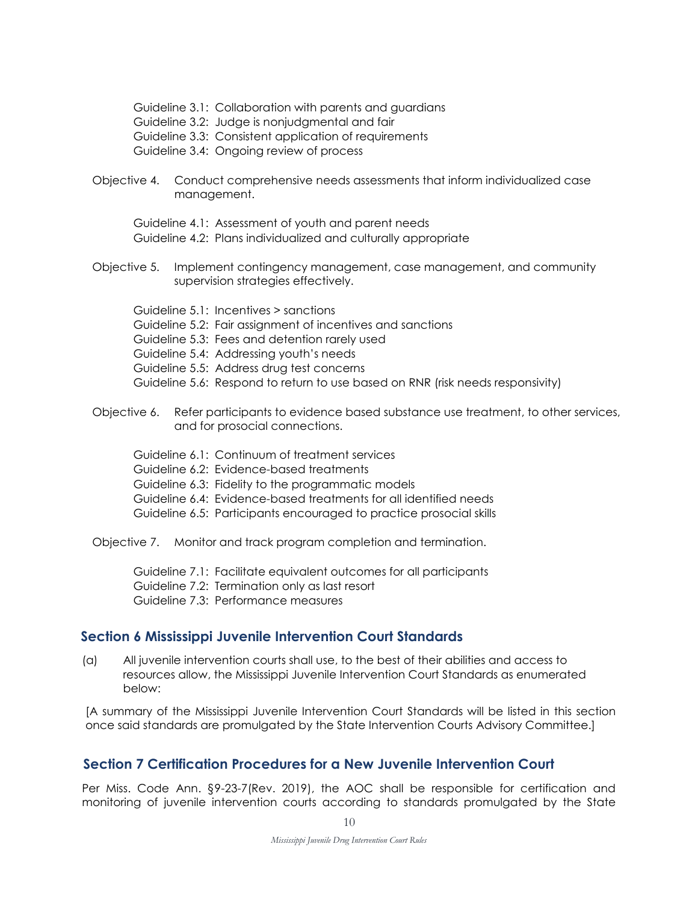Guideline 3.1: Collaboration with parents and guardians
Guideline 3.2: Judge is nonjudgmental and fair
Guideline 3.3: Consistent application of requirements
Guideline 3.4: Ongoing review of process

Objective 4. Conduct comprehensive needs assessments that inform individualized case management.

Guideline 4.1: Assessment of youth and parent needs
Guideline 4.2: Plans individualized and culturally appropriate

Objective 5. Implement contingency management, case management, and community supervision strategies effectively.

Guideline 5.1: Incentives > sanctions
Guideline 5.2: Fair assignment of incentives and sanctions
Guideline 5.3: Fees and detention rarely used
Guideline 5.4: Addressing youth's needs
Guideline 5.5: Address drug test concerns
Guideline 5.6: Respond to return to use based on RNR (risk needs responsivity)

Objective 6. Refer participants to evidence based substance use treatment, to other services, and for prosocial connections.

Guideline 6.1: Continuum of treatment services
Guideline 6.2: Evidence-based treatments
Guideline 6.3: Fidelity to the programmatic models
Guideline 6.4: Evidence-based treatments for all identified needs
Guideline 6.5: Participants encouraged to practice prosocial skills

Objective 7. Monitor and track program completion and termination.

Guideline 7.1: Facilitate equivalent outcomes for all participants
Guideline 7.2: Termination only as last resort
Guideline 7.3: Performance measures

## Section 6 Mississippi Juvenile Intervention Court Standards

(a) All juvenile intervention courts shall use, to the best of their abilities and access to resources allow, the Mississippi Juvenile Intervention Court Standards as enumerated below:

[A summary of the Mississippi Juvenile Intervention Court Standards will be listed in this section once said standards are promulgated by the State Intervention Courts Advisory Committee.]

## Section 7 Certification Procedures for a New Juvenile Intervention Court

Per Miss. Code Ann. §9-23-7(Rev. 2019), the AOC shall be responsible for certification and monitoring of juvenile intervention courts according to standards promulgated by the State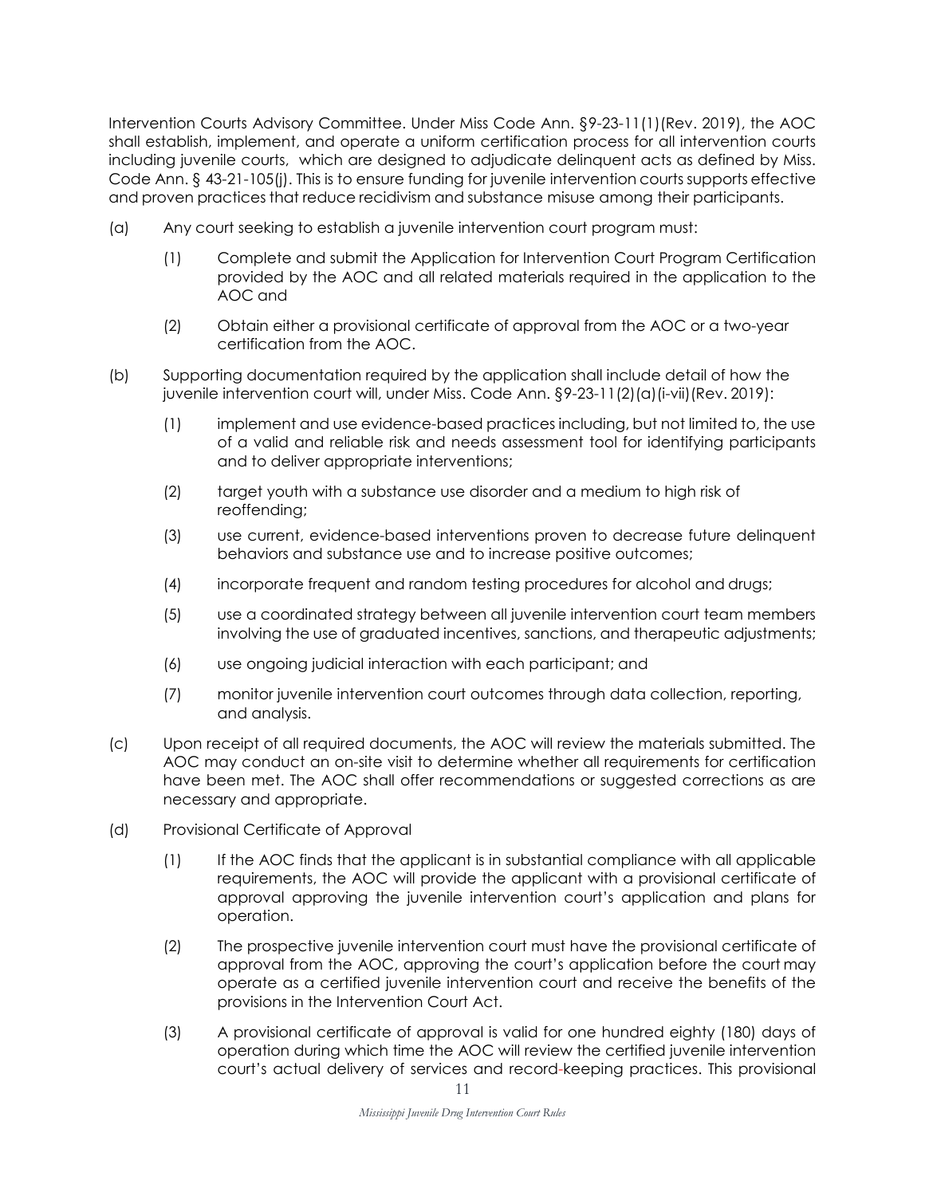Intervention Courts Advisory Committee. Under Miss Code Ann. §9-23-11(1)(Rev. 2019), the AOC shall establish, implement, and operate a uniform certification process for all intervention courts including juvenile courts, which are designed to adjudicate delinquent acts as defined by Miss. Code Ann. § 43-21-105(j). This is to ensure funding for juvenile intervention courts supports effective and proven practices that reduce recidivism and substance misuse among their participants.

(a) Any court seeking to establish a juvenile intervention court program must:

  (1) Complete and submit the Application for Intervention Court Program Certification provided by the AOC and all related materials required in the application to the AOC and

  (2) Obtain either a provisional certificate of approval from the AOC or a two-year certification from the AOC.

(b) Supporting documentation required by the application shall include detail of how the juvenile intervention court will, under Miss. Code Ann. §9-23-11(2)(a)(i-vii)(Rev. 2019):

  (1) implement and use evidence-based practices including, but not limited to, the use of a valid and reliable risk and needs assessment tool for identifying participants and to deliver appropriate interventions;

  (2) target youth with a substance use disorder and a medium to high risk of reoffending;

  (3) use current, evidence-based interventions proven to decrease future delinquent behaviors and substance use and to increase positive outcomes;

  (4) incorporate frequent and random testing procedures for alcohol and drugs;

  (5) use a coordinated strategy between all juvenile intervention court team members involving the use of graduated incentives, sanctions, and therapeutic adjustments;

  (6) use ongoing judicial interaction with each participant; and

  (7) monitor juvenile intervention court outcomes through data collection, reporting, and analysis.

(c) Upon receipt of all required documents, the AOC will review the materials submitted. The AOC may conduct an on-site visit to determine whether all requirements for certification have been met. The AOC shall offer recommendations or suggested corrections as are necessary and appropriate.

(d) Provisional Certificate of Approval

  (1) If the AOC finds that the applicant is in substantial compliance with all applicable requirements, the AOC will provide the applicant with a provisional certificate of approval approving the juvenile intervention court's application and plans for operation.

  (2) The prospective juvenile intervention court must have the provisional certificate of approval from the AOC, approving the court's application before the court may operate as a certified juvenile intervention court and receive the benefits of the provisions in the Intervention Court Act.

  (3) A provisional certificate of approval is valid for one hundred eighty (180) days of operation during which time the AOC will review the certified juvenile intervention court's actual delivery of services and record-keeping practices. This provisional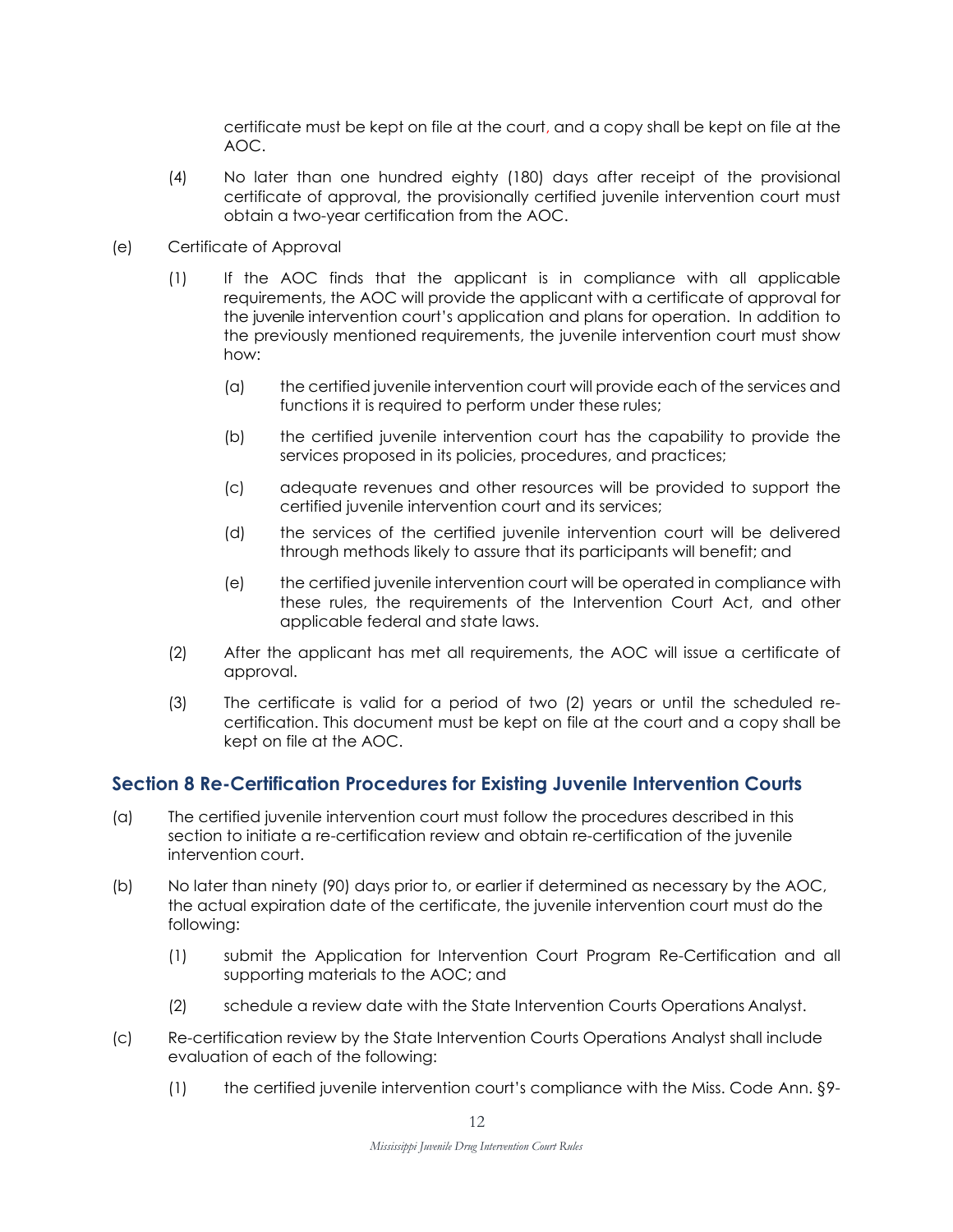certificate must be kept on file at the court, and a copy shall be kept on file at the AOC.

(4) No later than one hundred eighty (180) days after receipt of the provisional certificate of approval, the provisionally certified juvenile intervention court must obtain a two-year certification from the AOC.

(e) Certificate of Approval

(1) If the AOC finds that the applicant is in compliance with all applicable requirements, the AOC will provide the applicant with a certificate of approval for the juvenile intervention court's application and plans for operation. In addition to the previously mentioned requirements, the juvenile intervention court must show how:

(a) the certified juvenile intervention court will provide each of the services and functions it is required to perform under these rules;

(b) the certified juvenile intervention court has the capability to provide the services proposed in its policies, procedures, and practices;

(c) adequate revenues and other resources will be provided to support the certified juvenile intervention court and its services;

(d) the services of the certified juvenile intervention court will be delivered through methods likely to assure that its participants will benefit; and

(e) the certified juvenile intervention court will be operated in compliance with these rules, the requirements of the Intervention Court Act, and other applicable federal and state laws.

(2) After the applicant has met all requirements, the AOC will issue a certificate of approval.

(3) The certificate is valid for a period of two (2) years or until the scheduled re-certification. This document must be kept on file at the court and a copy shall be kept on file at the AOC.

## Section 8 Re-Certification Procedures for Existing Juvenile Intervention Courts

(a) The certified juvenile intervention court must follow the procedures described in this section to initiate a re-certification review and obtain re-certification of the juvenile intervention court.

(b) No later than ninety (90) days prior to, or earlier if determined as necessary by the AOC, the actual expiration date of the certificate, the juvenile intervention court must do the following:

(1) submit the Application for Intervention Court Program Re-Certification and all supporting materials to the AOC; and

(2) schedule a review date with the State Intervention Courts Operations Analyst.

(c) Re-certification review by the State Intervention Courts Operations Analyst shall include evaluation of each of the following:

(1) the certified juvenile intervention court's compliance with the Miss. Code Ann. §9-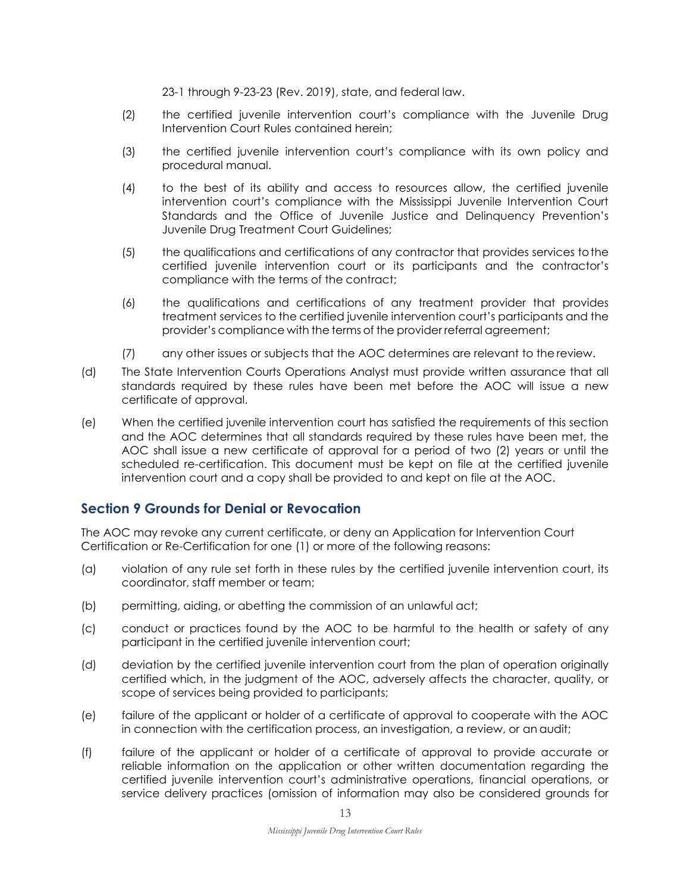23-1 through 9-23-23 (Rev. 2019), state, and federal law.

(2) the certified juvenile intervention court's compliance with the Juvenile Drug Intervention Court Rules contained herein;

(3) the certified juvenile intervention court's compliance with its own policy and procedural manual.

(4) to the best of its ability and access to resources allow, the certified juvenile intervention court's compliance with the Mississippi Juvenile Intervention Court Standards and the Office of Juvenile Justice and Delinquency Prevention's Juvenile Drug Treatment Court Guidelines;

(5) the qualifications and certifications of any contractor that provides services to the certified juvenile intervention court or its participants and the contractor's compliance with the terms of the contract;

(6) the qualifications and certifications of any treatment provider that provides treatment services to the certified juvenile intervention court's participants and the provider's compliance with the terms of the provider referral agreement;

(7) any other issues or subjects that the AOC determines are relevant to the review.

(d) The State Intervention Courts Operations Analyst must provide written assurance that all standards required by these rules have been met before the AOC will issue a new certificate of approval.

(e) When the certified juvenile intervention court has satisfied the requirements of this section and the AOC determines that all standards required by these rules have been met, the AOC shall issue a new certificate of approval for a period of two (2) years or until the scheduled re-certification. This document must be kept on file at the certified juvenile intervention court and a copy shall be provided to and kept on file at the AOC.

## Section 9 Grounds for Denial or Revocation

The AOC may revoke any current certificate, or deny an Application for Intervention Court Certification or Re-Certification for one (1) or more of the following reasons:

(a) violation of any rule set forth in these rules by the certified juvenile intervention court, its coordinator, staff member or team;

(b) permitting, aiding, or abetting the commission of an unlawful act;

(c) conduct or practices found by the AOC to be harmful to the health or safety of any participant in the certified juvenile intervention court;

(d) deviation by the certified juvenile intervention court from the plan of operation originally certified which, in the judgment of the AOC, adversely affects the character, quality, or scope of services being provided to participants;

(e) failure of the applicant or holder of a certificate of approval to cooperate with the AOC in connection with the certification process, an investigation, a review, or an audit;

(f) failure of the applicant or holder of a certificate of approval to provide accurate or reliable information on the application or other written documentation regarding the certified juvenile intervention court's administrative operations, financial operations, or service delivery practices (omission of information may also be considered grounds for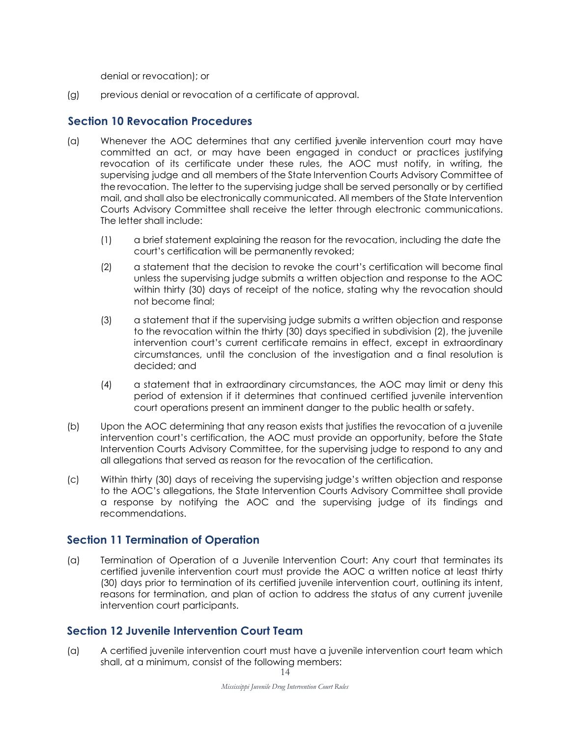denial or revocation); or

(g) previous denial or revocation of a certificate of approval.

## Section 10 Revocation Procedures

(a) Whenever the AOC determines that any certified juvenile intervention court may have committed an act, or may have been engaged in conduct or practices justifying revocation of its certificate under these rules, the AOC must notify, in writing, the supervising judge and all members of the State Intervention Courts Advisory Committee of the revocation. The letter to the supervising judge shall be served personally or by certified mail, and shall also be electronically communicated. All members of the State Intervention Courts Advisory Committee shall receive the letter through electronic communications. The letter shall include:

 (1) a brief statement explaining the reason for the revocation, including the date the court's certification will be permanently revoked;

 (2) a statement that the decision to revoke the court's certification will become final unless the supervising judge submits a written objection and response to the AOC within thirty (30) days of receipt of the notice, stating why the revocation should not become final;

 (3) a statement that if the supervising judge submits a written objection and response to the revocation within the thirty (30) days specified in subdivision (2), the juvenile intervention court's current certificate remains in effect, except in extraordinary circumstances, until the conclusion of the investigation and a final resolution is decided; and

 (4) a statement that in extraordinary circumstances, the AOC may limit or deny this period of extension if it determines that continued certified juvenile intervention court operations present an imminent danger to the public health or safety.

(b) Upon the AOC determining that any reason exists that justifies the revocation of a juvenile intervention court's certification, the AOC must provide an opportunity, before the State Intervention Courts Advisory Committee, for the supervising judge to respond to any and all allegations that served as reason for the revocation of the certification.

(c) Within thirty (30) days of receiving the supervising judge's written objection and response to the AOC's allegations, the State Intervention Courts Advisory Committee shall provide a response by notifying the AOC and the supervising judge of its findings and recommendations.

## Section 11 Termination of Operation

(a) Termination of Operation of a Juvenile Intervention Court: Any court that terminates its certified juvenile intervention court must provide the AOC a written notice at least thirty (30) days prior to termination of its certified juvenile intervention court, outlining its intent, reasons for termination, and plan of action to address the status of any current juvenile intervention court participants.

## Section 12 Juvenile Intervention Court Team

(a) A certified juvenile intervention court must have a juvenile intervention court team which shall, at a minimum, consist of the following members: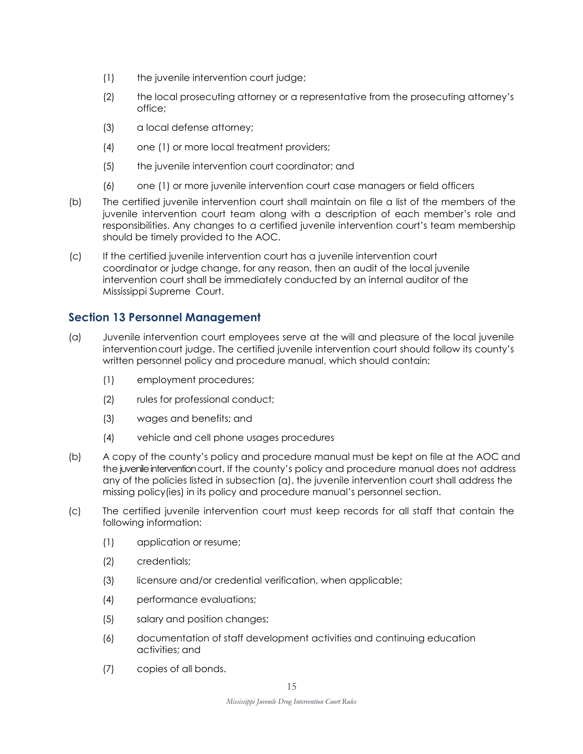(1) the juvenile intervention court judge;

(2) the local prosecuting attorney or a representative from the prosecuting attorney's office;

(3) a local defense attorney;

(4) one (1) or more local treatment providers;

(5) the juvenile intervention court coordinator; and

(6) one (1) or more juvenile intervention court case managers or field officers

(b) The certified juvenile intervention court shall maintain on file a list of the members of the juvenile intervention court team along with a description of each member's role and responsibilities. Any changes to a certified juvenile intervention court's team membership should be timely provided to the AOC.

(c) If the certified juvenile intervention court has a juvenile intervention court coordinator or judge change, for any reason, then an audit of the local juvenile intervention court shall be immediately conducted by an internal auditor of the Mississippi Supreme Court.

## Section 13 Personnel Management

(a) Juvenile intervention court employees serve at the will and pleasure of the local juvenile intervention court judge. The certified juvenile intervention court should follow its county's written personnel policy and procedure manual, which should contain:

(1) employment procedures;

(2) rules for professional conduct;

(3) wages and benefits; and

(4) vehicle and cell phone usages procedures

(b) A copy of the county's policy and procedure manual must be kept on file at the AOC and the juvenile intervention court. If the county's policy and procedure manual does not address any of the policies listed in subsection (a), the juvenile intervention court shall address the missing policy(ies) in its policy and procedure manual's personnel section.

(c) The certified juvenile intervention court must keep records for all staff that contain the following information:

(1) application or resume;

(2) credentials;

(3) licensure and/or credential verification, when applicable;

(4) performance evaluations;

(5) salary and position changes;

(6) documentation of staff development activities and continuing education activities; and

(7) copies of all bonds.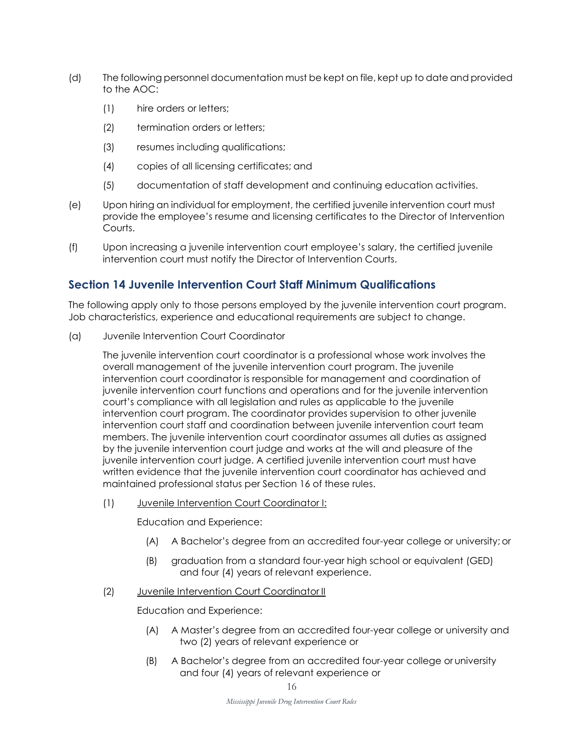(d) The following personnel documentation must be kept on file, kept up to date and provided to the AOC:

  (1) hire orders or letters;

  (2) termination orders or letters;

  (3) resumes including qualifications;

  (4) copies of all licensing certificates; and

  (5) documentation of staff development and continuing education activities.

(e) Upon hiring an individual for employment, the certified juvenile intervention court must provide the employee's resume and licensing certificates to the Director of Intervention Courts.

(f) Upon increasing a juvenile intervention court employee's salary, the certified juvenile intervention court must notify the Director of Intervention Courts.

## Section 14 Juvenile Intervention Court Staff Minimum Qualifications

The following apply only to those persons employed by the juvenile intervention court program. Job characteristics, experience and educational requirements are subject to change.

(a) Juvenile Intervention Court Coordinator

The juvenile intervention court coordinator is a professional whose work involves the overall management of the juvenile intervention court program. The juvenile intervention court coordinator is responsible for management and coordination of juvenile intervention court functions and operations and for the juvenile intervention court's compliance with all legislation and rules as applicable to the juvenile intervention court program. The coordinator provides supervision to other juvenile intervention court staff and coordination between juvenile intervention court team members. The juvenile intervention court coordinator assumes all duties as assigned by the juvenile intervention court judge and works at the will and pleasure of the juvenile intervention court judge. A certified juvenile intervention court must have written evidence that the juvenile intervention court coordinator has achieved and maintained professional status per Section 16 of these rules.

  (1) <u>Juvenile Intervention Court Coordinator I:</u>

  Education and Experience:

    (A) A Bachelor's degree from an accredited four-year college or university; or

    (B) graduation from a standard four-year high school or equivalent (GED) and four (4) years of relevant experience.

  (2) <u>Juvenile Intervention Court Coordinator II</u>

  Education and Experience:

    (A) A Master's degree from an accredited four-year college or university and two (2) years of relevant experience or

    (B) A Bachelor's degree from an accredited four-year college or university and four (4) years of relevant experience or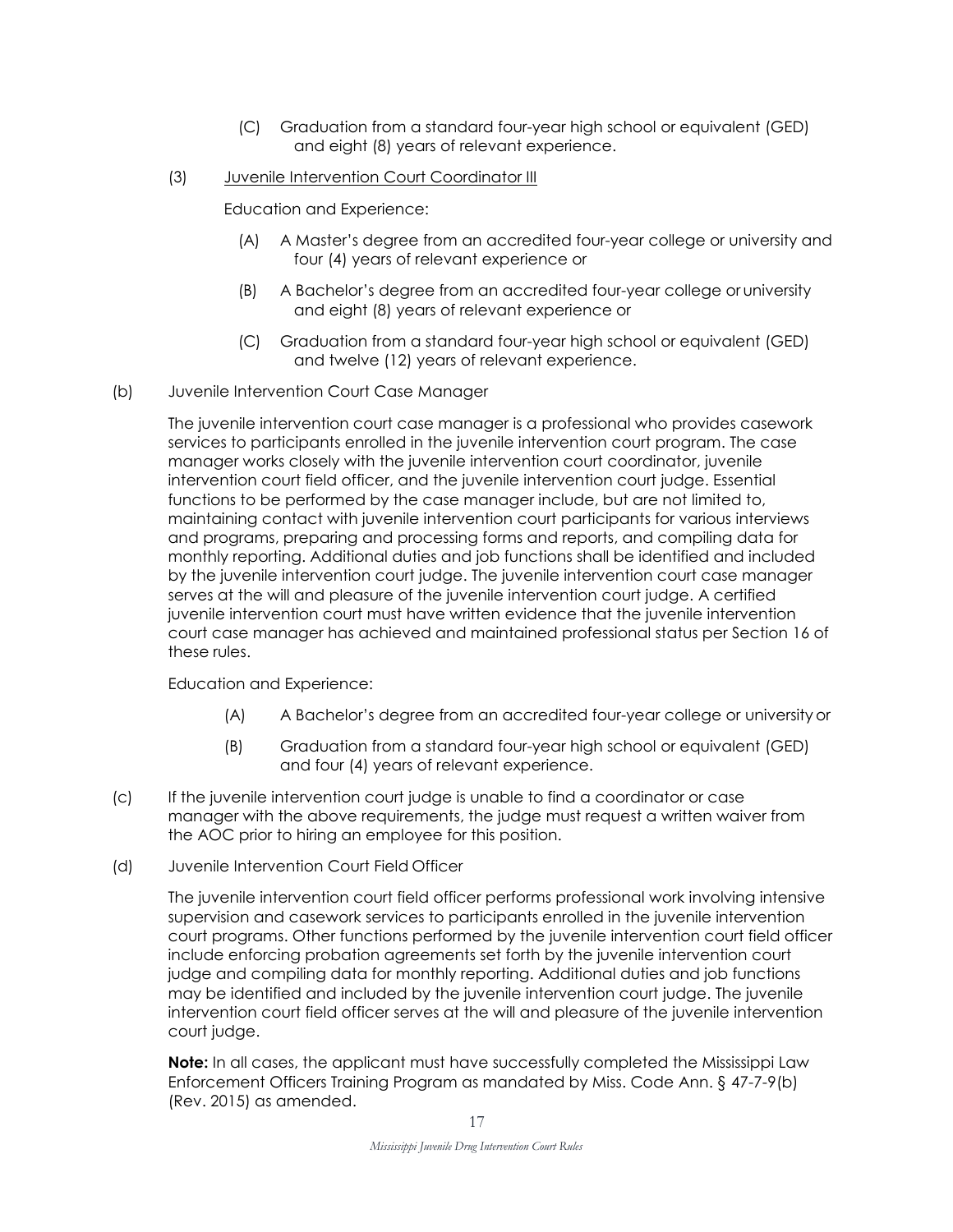(C) Graduation from a standard four-year high school or equivalent (GED) and eight (8) years of relevant experience.

(3) Juvenile Intervention Court Coordinator III

Education and Experience:

(A) A Master's degree from an accredited four-year college or university and four (4) years of relevant experience or

(B) A Bachelor's degree from an accredited four-year college or university and eight (8) years of relevant experience or

(C) Graduation from a standard four-year high school or equivalent (GED) and twelve (12) years of relevant experience.

(b) Juvenile Intervention Court Case Manager

The juvenile intervention court case manager is a professional who provides casework services to participants enrolled in the juvenile intervention court program. The case manager works closely with the juvenile intervention court coordinator, juvenile intervention court field officer, and the juvenile intervention court judge. Essential functions to be performed by the case manager include, but are not limited to, maintaining contact with juvenile intervention court participants for various interviews and programs, preparing and processing forms and reports, and compiling data for monthly reporting. Additional duties and job functions shall be identified and included by the juvenile intervention court judge. The juvenile intervention court case manager serves at the will and pleasure of the juvenile intervention court judge. A certified juvenile intervention court must have written evidence that the juvenile intervention court case manager has achieved and maintained professional status per Section 16 of these rules.

Education and Experience:

(A) A Bachelor's degree from an accredited four-year college or university or

(B) Graduation from a standard four-year high school or equivalent (GED) and four (4) years of relevant experience.

(c) If the juvenile intervention court judge is unable to find a coordinator or case manager with the above requirements, the judge must request a written waiver from the AOC prior to hiring an employee for this position.

(d) Juvenile Intervention Court Field Officer

The juvenile intervention court field officer performs professional work involving intensive supervision and casework services to participants enrolled in the juvenile intervention court programs. Other functions performed by the juvenile intervention court field officer include enforcing probation agreements set forth by the juvenile intervention court judge and compiling data for monthly reporting. Additional duties and job functions may be identified and included by the juvenile intervention court judge. The juvenile intervention court field officer serves at the will and pleasure of the juvenile intervention court judge.

**Note:** In all cases, the applicant must have successfully completed the Mississippi Law Enforcement Officers Training Program as mandated by Miss. Code Ann. § 47-7-9(b) (Rev. 2015) as amended.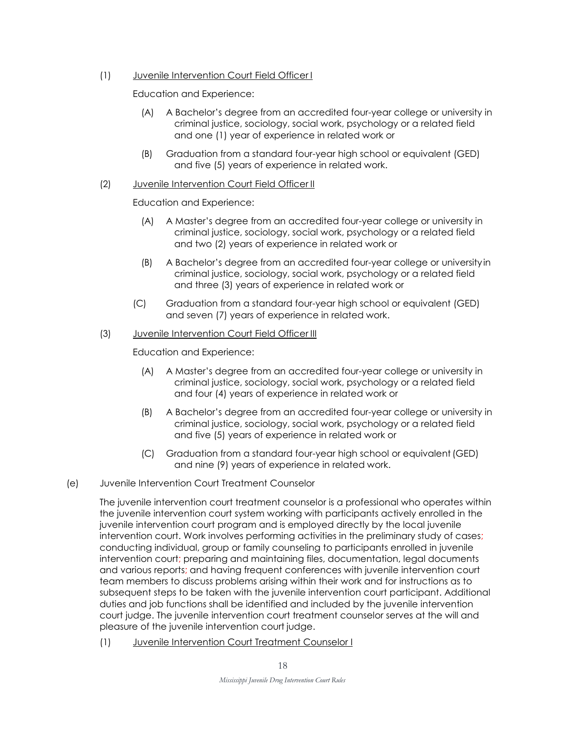(1) <u>Juvenile Intervention Court Field Officer I</u>

Education and Experience:

(A) A Bachelor's degree from an accredited four-year college or university in criminal justice, sociology, social work, psychology or a related field and one (1) year of experience in related work or

(B) Graduation from a standard four-year high school or equivalent (GED) and five (5) years of experience in related work.

(2) <u>Juvenile Intervention Court Field Officer II</u>

Education and Experience:

(A) A Master's degree from an accredited four-year college or university in criminal justice, sociology, social work, psychology or a related field and two (2) years of experience in related work or

(B) A Bachelor's degree from an accredited four-year college or university in criminal justice, sociology, social work, psychology or a related field and three (3) years of experience in related work or

(C) Graduation from a standard four-year high school or equivalent (GED) and seven (7) years of experience in related work.

(3) <u>Juvenile Intervention Court Field Officer III</u>

Education and Experience:

(A) A Master's degree from an accredited four-year college or university in criminal justice, sociology, social work, psychology or a related field and four (4) years of experience in related work or

(B) A Bachelor's degree from an accredited four-year college or university in criminal justice, sociology, social work, psychology or a related field and five (5) years of experience in related work or

(C) Graduation from a standard four-year high school or equivalent (GED) and nine (9) years of experience in related work.

(e) Juvenile Intervention Court Treatment Counselor

The juvenile intervention court treatment counselor is a professional who operates within the juvenile intervention court system working with participants actively enrolled in the juvenile intervention court program and is employed directly by the local juvenile intervention court. Work involves performing activities in the preliminary study of cases; conducting individual, group or family counseling to participants enrolled in juvenile intervention court; preparing and maintaining files, documentation, legal documents and various reports; and having frequent conferences with juvenile intervention court team members to discuss problems arising within their work and for instructions as to subsequent steps to be taken with the juvenile intervention court participant. Additional duties and job functions shall be identified and included by the juvenile intervention court judge. The juvenile intervention court treatment counselor serves at the will and pleasure of the juvenile intervention court judge.

(1) <u>Juvenile Intervention Court Treatment Counselor I</u>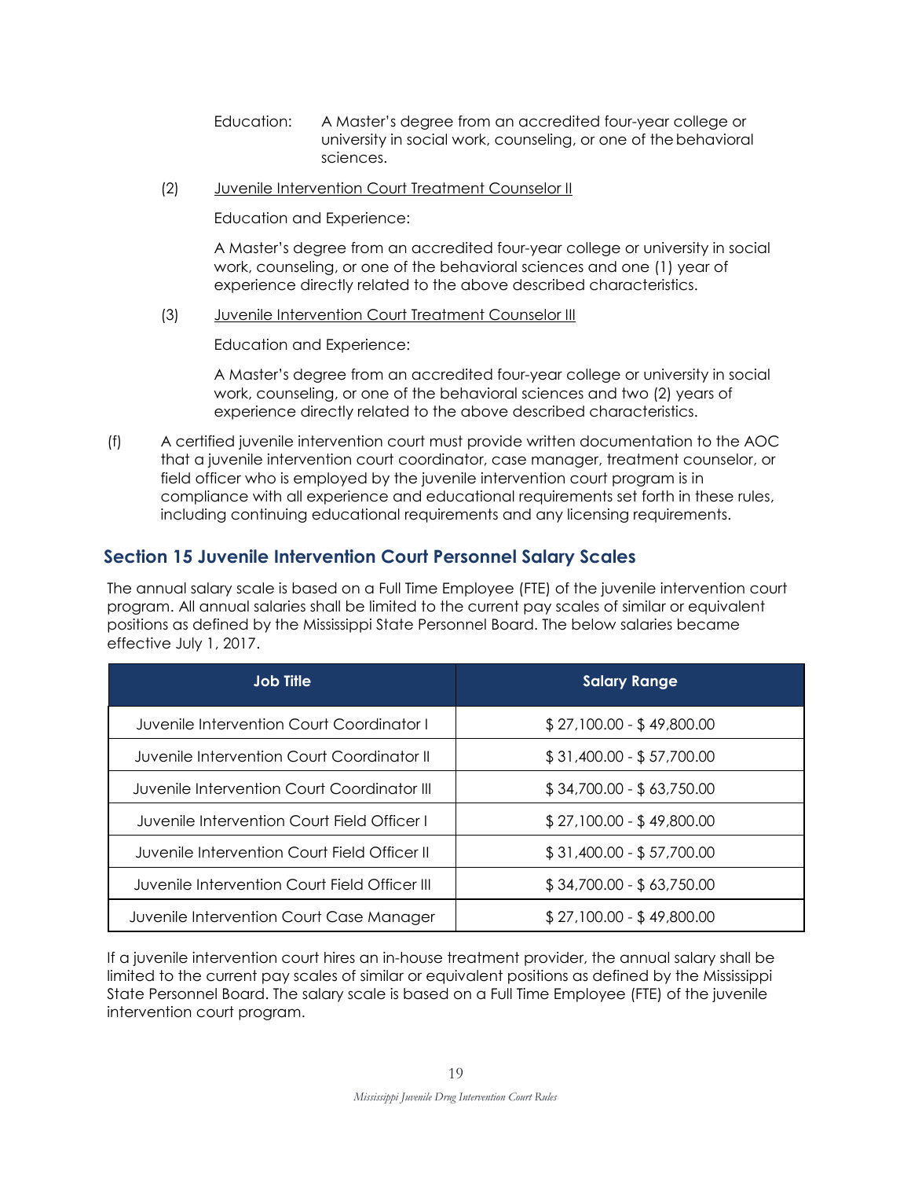Education: A Master's degree from an accredited four-year college or university in social work, counseling, or one of the behavioral sciences.

(2) Juvenile Intervention Court Treatment Counselor II

Education and Experience:

A Master's degree from an accredited four-year college or university in social work, counseling, or one of the behavioral sciences and one (1) year of experience directly related to the above described characteristics.

(3) Juvenile Intervention Court Treatment Counselor III

Education and Experience:

A Master's degree from an accredited four-year college or university in social work, counseling, or one of the behavioral sciences and two (2) years of experience directly related to the above described characteristics.

(f) A certified juvenile intervention court must provide written documentation to the AOC that a juvenile intervention court coordinator, case manager, treatment counselor, or field officer who is employed by the juvenile intervention court program is in compliance with all experience and educational requirements set forth in these rules, including continuing educational requirements and any licensing requirements.

## Section 15 Juvenile Intervention Court Personnel Salary Scales

The annual salary scale is based on a Full Time Employee (FTE) of the juvenile intervention court program. All annual salaries shall be limited to the current pay scales of similar or equivalent positions as defined by the Mississippi State Personnel Board. The below salaries became effective July 1, 2017.

| Job Title | Salary Range |
|---|---|
| Juvenile Intervention Court Coordinator I | $ 27,100.00 - $ 49,800.00 |
| Juvenile Intervention Court Coordinator II | $ 31,400.00 - $ 57,700.00 |
| Juvenile Intervention Court Coordinator III | $ 34,700.00 - $ 63,750.00 |
| Juvenile Intervention Court Field Officer I | $ 27,100.00 - $ 49,800.00 |
| Juvenile Intervention Court Field Officer II | $ 31,400.00 - $ 57,700.00 |
| Juvenile Intervention Court Field Officer III | $ 34,700.00 - $ 63,750.00 |
| Juvenile Intervention Court Case Manager | $ 27,100.00 - $ 49,800.00 |

If a juvenile intervention court hires an in-house treatment provider, the annual salary shall be limited to the current pay scales of similar or equivalent positions as defined by the Mississippi State Personnel Board. The salary scale is based on a Full Time Employee (FTE) of the juvenile intervention court program.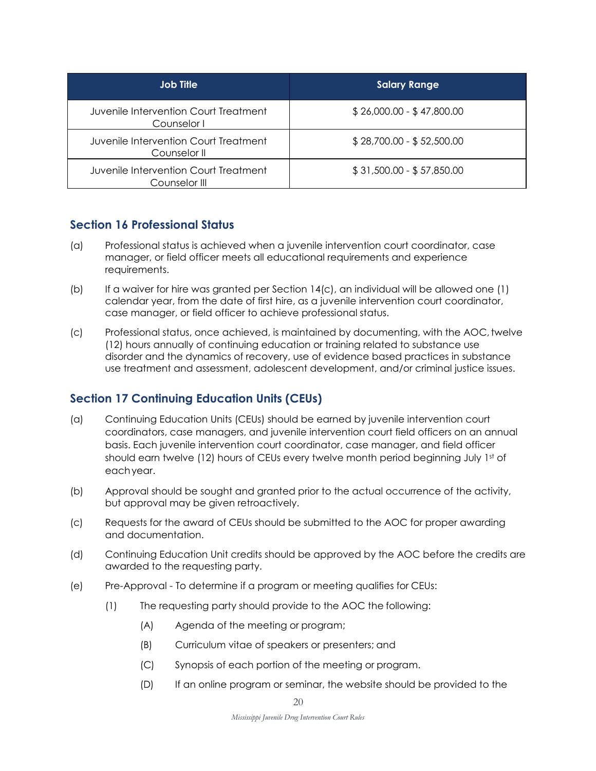| Job Title | Salary Range |
|---|---|
| Juvenile Intervention Court Treatment Counselor I | $ 26,000.00 - $ 47,800.00 |
| Juvenile Intervention Court Treatment Counselor II | $ 28,700.00 - $ 52,500.00 |
| Juvenile Intervention Court Treatment Counselor III | $ 31,500.00 - $ 57,850.00 |

## Section 16 Professional Status

(a) Professional status is achieved when a juvenile intervention court coordinator, case manager, or field officer meets all educational requirements and experience requirements.

(b) If a waiver for hire was granted per Section 14(c), an individual will be allowed one (1) calendar year, from the date of first hire, as a juvenile intervention court coordinator, case manager, or field officer to achieve professional status.

(c) Professional status, once achieved, is maintained by documenting, with the AOC, twelve (12) hours annually of continuing education or training related to substance use disorder and the dynamics of recovery, use of evidence based practices in substance use treatment and assessment, adolescent development, and/or criminal justice issues.

## Section 17 Continuing Education Units (CEUs)

(a) Continuing Education Units (CEUs) should be earned by juvenile intervention court coordinators, case managers, and juvenile intervention court field officers on an annual basis. Each juvenile intervention court coordinator, case manager, and field officer should earn twelve (12) hours of CEUs every twelve month period beginning July 1st of each year.

(b) Approval should be sought and granted prior to the actual occurrence of the activity, but approval may be given retroactively.

(c) Requests for the award of CEUs should be submitted to the AOC for proper awarding and documentation.

(d) Continuing Education Unit credits should be approved by the AOC before the credits are awarded to the requesting party.

(e) Pre-Approval - To determine if a program or meeting qualifies for CEUs:

  (1) The requesting party should provide to the AOC the following:

    (A) Agenda of the meeting or program;

    (B) Curriculum vitae of speakers or presenters; and

    (C) Synopsis of each portion of the meeting or program.

    (D) If an online program or seminar, the website should be provided to the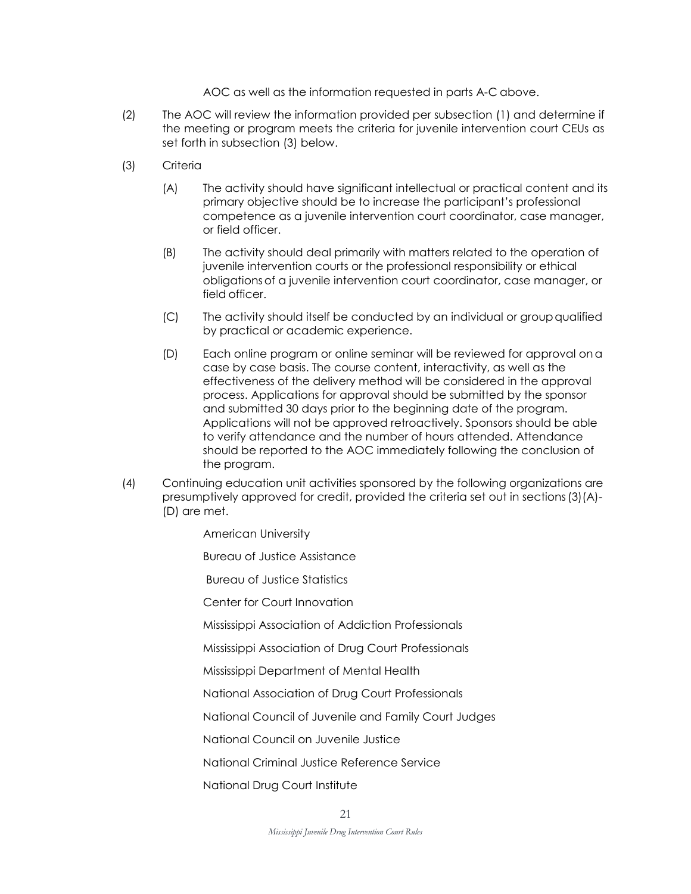AOC as well as the information requested in parts A-C above.

(2) The AOC will review the information provided per subsection (1) and determine if the meeting or program meets the criteria for juvenile intervention court CEUs as set forth in subsection (3) below.

(3) Criteria

(A) The activity should have significant intellectual or practical content and its primary objective should be to increase the participant's professional competence as a juvenile intervention court coordinator, case manager, or field officer.

(B) The activity should deal primarily with matters related to the operation of juvenile intervention courts or the professional responsibility or ethical obligations of a juvenile intervention court coordinator, case manager, or field officer.

(C) The activity should itself be conducted by an individual or group qualified by practical or academic experience.

(D) Each online program or online seminar will be reviewed for approval on a case by case basis. The course content, interactivity, as well as the effectiveness of the delivery method will be considered in the approval process. Applications for approval should be submitted by the sponsor and submitted 30 days prior to the beginning date of the program. Applications will not be approved retroactively. Sponsors should be able to verify attendance and the number of hours attended. Attendance should be reported to the AOC immediately following the conclusion of the program.

(4) Continuing education unit activities sponsored by the following organizations are presumptively approved for credit, provided the criteria set out in sections (3)(A)-(D) are met.

American University

Bureau of Justice Assistance

Bureau of Justice Statistics

Center for Court Innovation

Mississippi Association of Addiction Professionals

Mississippi Association of Drug Court Professionals

Mississippi Department of Mental Health

National Association of Drug Court Professionals

National Council of Juvenile and Family Court Judges

National Council on Juvenile Justice

National Criminal Justice Reference Service

National Drug Court Institute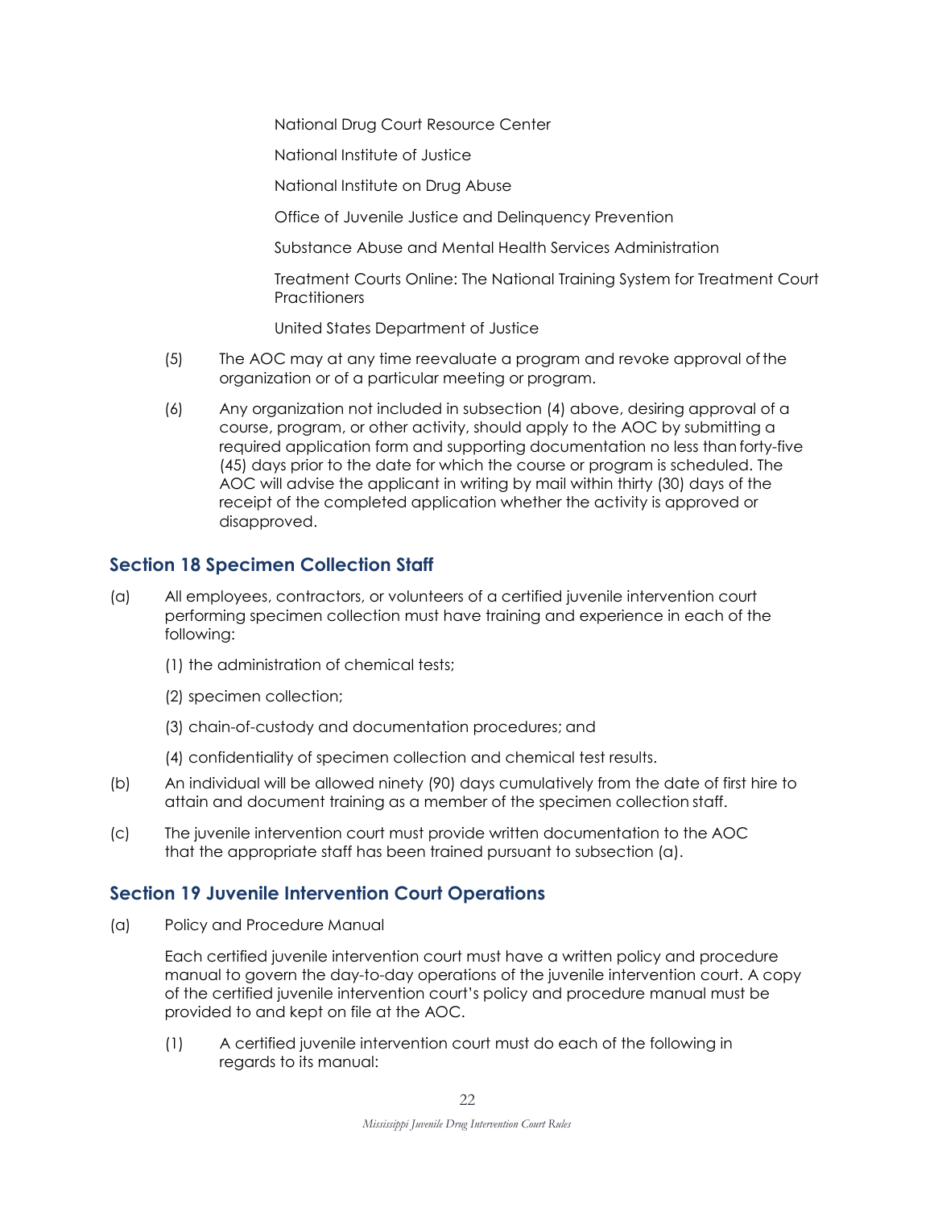National Drug Court Resource Center

National Institute of Justice

National Institute on Drug Abuse

Office of Juvenile Justice and Delinquency Prevention

Substance Abuse and Mental Health Services Administration

Treatment Courts Online: The National Training System for Treatment Court Practitioners

United States Department of Justice

(5) The AOC may at any time reevaluate a program and revoke approval of the organization or of a particular meeting or program.

(6) Any organization not included in subsection (4) above, desiring approval of a course, program, or other activity, should apply to the AOC by submitting a required application form and supporting documentation no less than forty-five (45) days prior to the date for which the course or program is scheduled. The AOC will advise the applicant in writing by mail within thirty (30) days of the receipt of the completed application whether the activity is approved or disapproved.

## Section 18 Specimen Collection Staff

(a) All employees, contractors, or volunteers of a certified juvenile intervention court performing specimen collection must have training and experience in each of the following:

(1) the administration of chemical tests;

(2) specimen collection;

(3) chain-of-custody and documentation procedures; and

(4) confidentiality of specimen collection and chemical test results.

(b) An individual will be allowed ninety (90) days cumulatively from the date of first hire to attain and document training as a member of the specimen collection staff.

(c) The juvenile intervention court must provide written documentation to the AOC that the appropriate staff has been trained pursuant to subsection (a).

## Section 19 Juvenile Intervention Court Operations

(a) Policy and Procedure Manual

Each certified juvenile intervention court must have a written policy and procedure manual to govern the day-to-day operations of the juvenile intervention court. A copy of the certified juvenile intervention court's policy and procedure manual must be provided to and kept on file at the AOC.

(1) A certified juvenile intervention court must do each of the following in regards to its manual: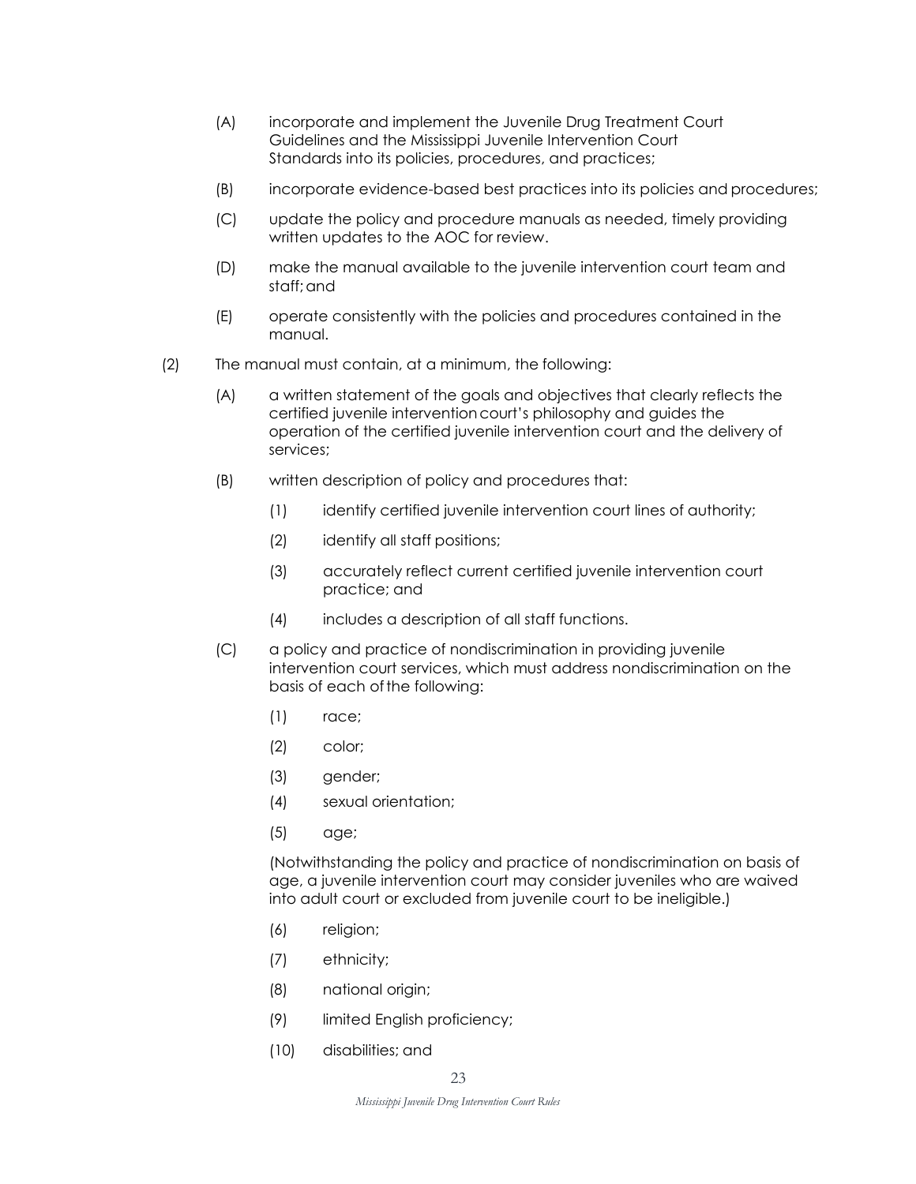(A) incorporate and implement the Juvenile Drug Treatment Court Guidelines and the Mississippi Juvenile Intervention Court Standards into its policies, procedures, and practices;

(B) incorporate evidence-based best practices into its policies and procedures;

(C) update the policy and procedure manuals as needed, timely providing written updates to the AOC for review.

(D) make the manual available to the juvenile intervention court team and staff; and

(E) operate consistently with the policies and procedures contained in the manual.

(2) The manual must contain, at a minimum, the following:

(A) a written statement of the goals and objectives that clearly reflects the certified juvenile intervention court's philosophy and guides the operation of the certified juvenile intervention court and the delivery of services;

(B) written description of policy and procedures that:

(1) identify certified juvenile intervention court lines of authority;

(2) identify all staff positions;

(3) accurately reflect current certified juvenile intervention court practice; and

(4) includes a description of all staff functions.

(C) a policy and practice of nondiscrimination in providing juvenile intervention court services, which must address nondiscrimination on the basis of each of the following:

(1) race;

(2) color;

(3) gender;

(4) sexual orientation;

(5) age;

(Notwithstanding the policy and practice of nondiscrimination on basis of age, a juvenile intervention court may consider juveniles who are waived into adult court or excluded from juvenile court to be ineligible.)

(6) religion;

(7) ethnicity;

(8) national origin;

(9) limited English proficiency;

(10) disabilities; and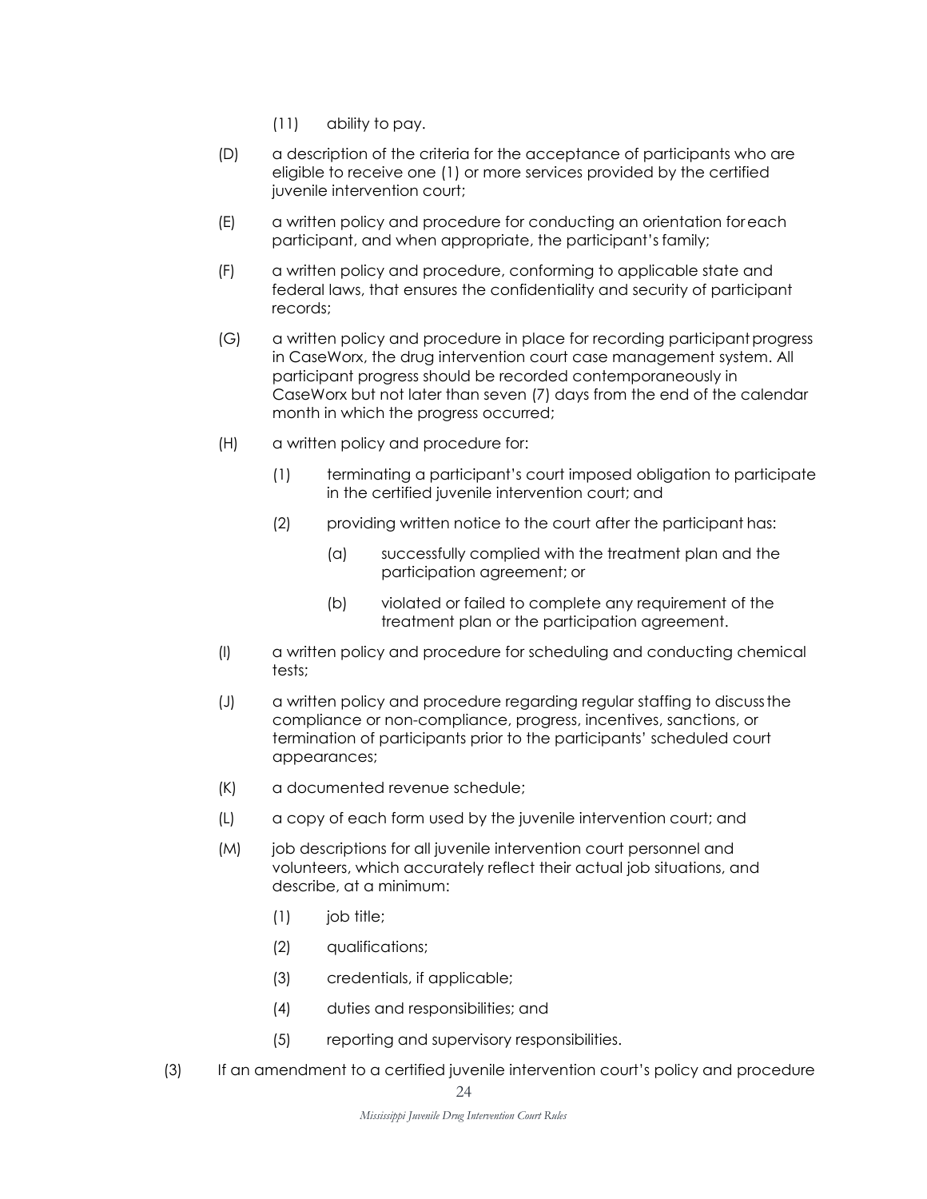(11) ability to pay.

(D) a description of the criteria for the acceptance of participants who are eligible to receive one (1) or more services provided by the certified juvenile intervention court;

(E) a written policy and procedure for conducting an orientation for each participant, and when appropriate, the participant's family;

(F) a written policy and procedure, conforming to applicable state and federal laws, that ensures the confidentiality and security of participant records;

(G) a written policy and procedure in place for recording participant progress in CaseWorx, the drug intervention court case management system. All participant progress should be recorded contemporaneously in CaseWorx but not later than seven (7) days from the end of the calendar month in which the progress occurred;

(H) a written policy and procedure for:

(1) terminating a participant's court imposed obligation to participate in the certified juvenile intervention court; and

(2) providing written notice to the court after the participant has:

(a) successfully complied with the treatment plan and the participation agreement; or

(b) violated or failed to complete any requirement of the treatment plan or the participation agreement.

(I) a written policy and procedure for scheduling and conducting chemical tests;

(J) a written policy and procedure regarding regular staffing to discuss the compliance or non-compliance, progress, incentives, sanctions, or termination of participants prior to the participants' scheduled court appearances;

(K) a documented revenue schedule;

(L) a copy of each form used by the juvenile intervention court; and

(M) job descriptions for all juvenile intervention court personnel and volunteers, which accurately reflect their actual job situations, and describe, at a minimum:

(1) job title;

(2) qualifications;

(3) credentials, if applicable;

(4) duties and responsibilities; and

(5) reporting and supervisory responsibilities.

(3) If an amendment to a certified juvenile intervention court's policy and procedure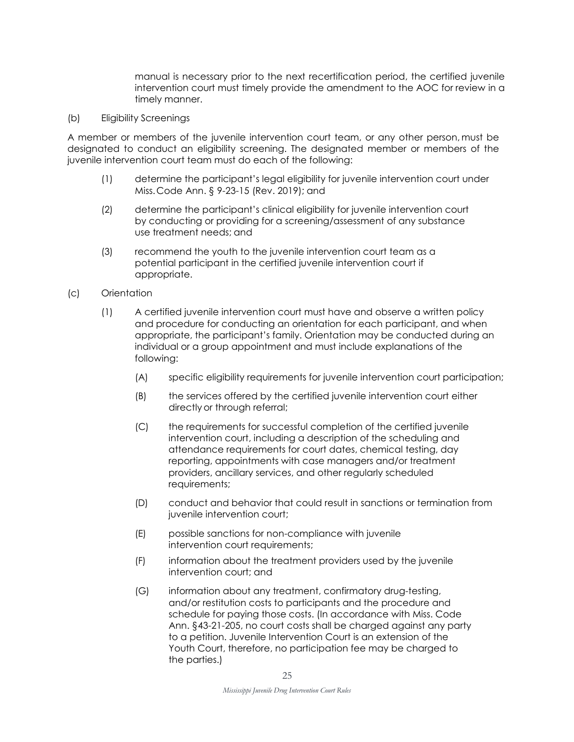manual is necessary prior to the next recertification period, the certified juvenile intervention court must timely provide the amendment to the AOC for review in a timely manner.

(b) Eligibility Screenings

A member or members of the juvenile intervention court team, or any other person, must be designated to conduct an eligibility screening. The designated member or members of the juvenile intervention court team must do each of the following:

(1) determine the participant's legal eligibility for juvenile intervention court under Miss. Code Ann. § 9-23-15 (Rev. 2019); and

(2) determine the participant's clinical eligibility for juvenile intervention court by conducting or providing for a screening/assessment of any substance use treatment needs; and

(3) recommend the youth to the juvenile intervention court team as a potential participant in the certified juvenile intervention court if appropriate.

(c) Orientation

(1) A certified juvenile intervention court must have and observe a written policy and procedure for conducting an orientation for each participant, and when appropriate, the participant's family. Orientation may be conducted during an individual or a group appointment and must include explanations of the following:

(A) specific eligibility requirements for juvenile intervention court participation;

(B) the services offered by the certified juvenile intervention court either directly or through referral;

(C) the requirements for successful completion of the certified juvenile intervention court, including a description of the scheduling and attendance requirements for court dates, chemical testing, day reporting, appointments with case managers and/or treatment providers, ancillary services, and other regularly scheduled requirements;

(D) conduct and behavior that could result in sanctions or termination from juvenile intervention court;

(E) possible sanctions for non-compliance with juvenile intervention court requirements;

(F) information about the treatment providers used by the juvenile intervention court; and

(G) information about any treatment, confirmatory drug-testing, and/or restitution costs to participants and the procedure and schedule for paying those costs. (In accordance with Miss. Code Ann. §43-21-205, no court costs shall be charged against any party to a petition. Juvenile Intervention Court is an extension of the Youth Court, therefore, no participation fee may be charged to the parties.)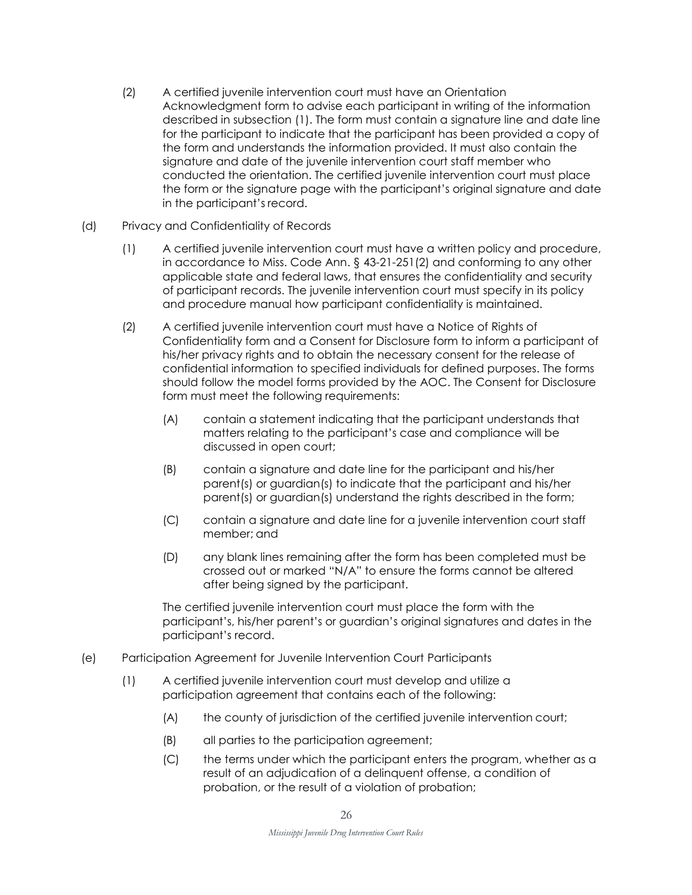(2) A certified juvenile intervention court must have an Orientation Acknowledgment form to advise each participant in writing of the information described in subsection (1). The form must contain a signature line and date line for the participant to indicate that the participant has been provided a copy of the form and understands the information provided. It must also contain the signature and date of the juvenile intervention court staff member who conducted the orientation. The certified juvenile intervention court must place the form or the signature page with the participant's original signature and date in the participant's record.

(d) Privacy and Confidentiality of Records

(1) A certified juvenile intervention court must have a written policy and procedure, in accordance to Miss. Code Ann. § 43-21-251(2) and conforming to any other applicable state and federal laws, that ensures the confidentiality and security of participant records. The juvenile intervention court must specify in its policy and procedure manual how participant confidentiality is maintained.

(2) A certified juvenile intervention court must have a Notice of Rights of Confidentiality form and a Consent for Disclosure form to inform a participant of his/her privacy rights and to obtain the necessary consent for the release of confidential information to specified individuals for defined purposes. The forms should follow the model forms provided by the AOC. The Consent for Disclosure form must meet the following requirements:

(A) contain a statement indicating that the participant understands that matters relating to the participant's case and compliance will be discussed in open court;

(B) contain a signature and date line for the participant and his/her parent(s) or guardian(s) to indicate that the participant and his/her parent(s) or guardian(s) understand the rights described in the form;

(C) contain a signature and date line for a juvenile intervention court staff member; and

(D) any blank lines remaining after the form has been completed must be crossed out or marked "N/A" to ensure the forms cannot be altered after being signed by the participant.

The certified juvenile intervention court must place the form with the participant's, his/her parent's or guardian's original signatures and dates in the participant's record.

(e) Participation Agreement for Juvenile Intervention Court Participants

(1) A certified juvenile intervention court must develop and utilize a participation agreement that contains each of the following:

(A) the county of jurisdiction of the certified juvenile intervention court;

(B) all parties to the participation agreement;

(C) the terms under which the participant enters the program, whether as a result of an adjudication of a delinquent offense, a condition of probation, or the result of a violation of probation;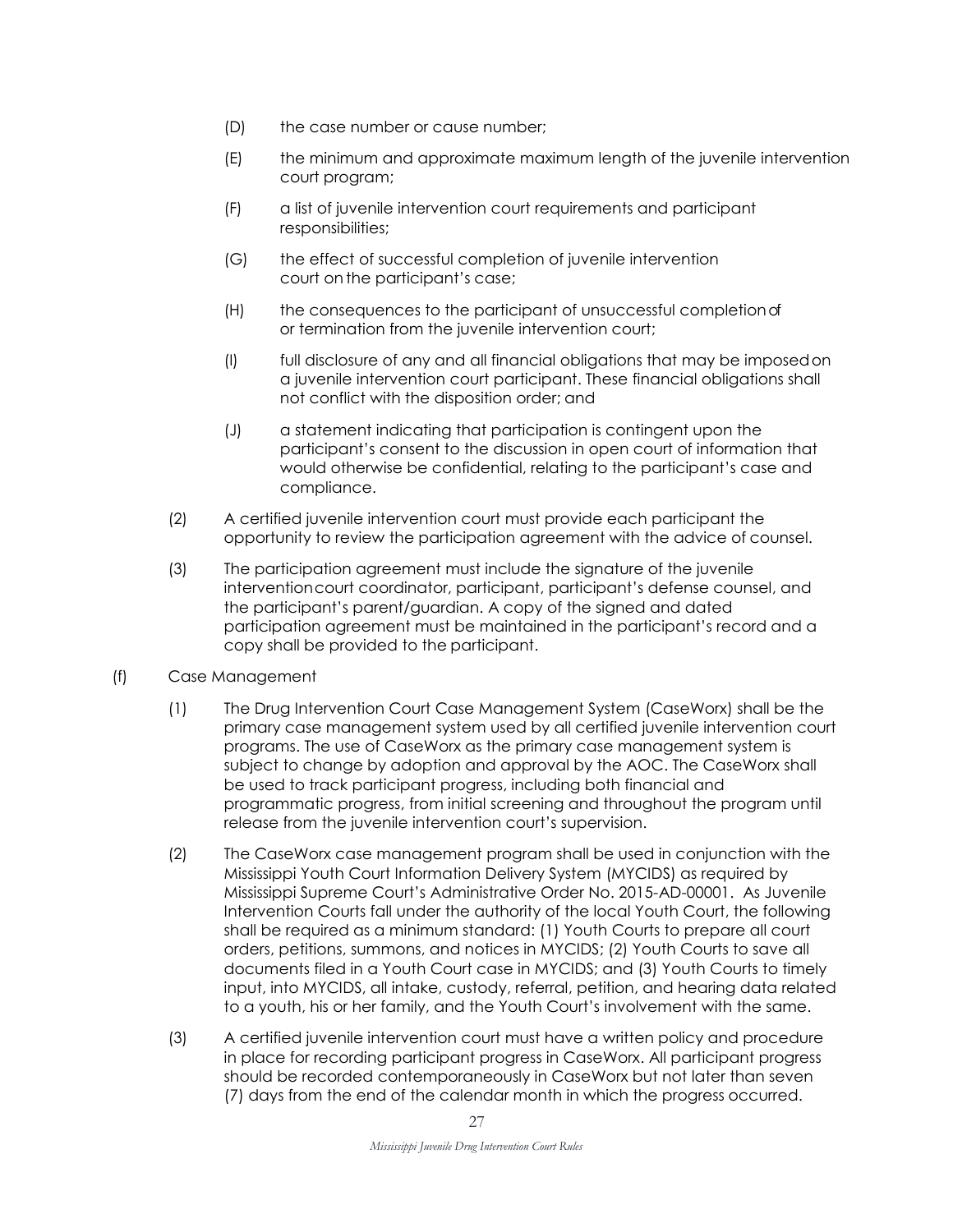(D) the case number or cause number;

(E) the minimum and approximate maximum length of the juvenile intervention court program;

(F) a list of juvenile intervention court requirements and participant responsibilities;

(G) the effect of successful completion of juvenile intervention court on the participant's case;

(H) the consequences to the participant of unsuccessful completion of or termination from the juvenile intervention court;

(I) full disclosure of any and all financial obligations that may be imposed on a juvenile intervention court participant. These financial obligations shall not conflict with the disposition order; and

(J) a statement indicating that participation is contingent upon the participant's consent to the discussion in open court of information that would otherwise be confidential, relating to the participant's case and compliance.

(2) A certified juvenile intervention court must provide each participant the opportunity to review the participation agreement with the advice of counsel.

(3) The participation agreement must include the signature of the juvenile intervention court coordinator, participant, participant's defense counsel, and the participant's parent/guardian. A copy of the signed and dated participation agreement must be maintained in the participant's record and a copy shall be provided to the participant.

(f) Case Management

(1) The Drug Intervention Court Case Management System (CaseWorx) shall be the primary case management system used by all certified juvenile intervention court programs. The use of CaseWorx as the primary case management system is subject to change by adoption and approval by the AOC. The CaseWorx shall be used to track participant progress, including both financial and programmatic progress, from initial screening and throughout the program until release from the juvenile intervention court's supervision.

(2) The CaseWorx case management program shall be used in conjunction with the Mississippi Youth Court Information Delivery System (MYCIDS) as required by Mississippi Supreme Court's Administrative Order No. 2015-AD-00001. As Juvenile Intervention Courts fall under the authority of the local Youth Court, the following shall be required as a minimum standard: (1) Youth Courts to prepare all court orders, petitions, summons, and notices in MYCIDS; (2) Youth Courts to save all documents filed in a Youth Court case in MYCIDS; and (3) Youth Courts to timely input, into MYCIDS, all intake, custody, referral, petition, and hearing data related to a youth, his or her family, and the Youth Court's involvement with the same.

(3) A certified juvenile intervention court must have a written policy and procedure in place for recording participant progress in CaseWorx. All participant progress should be recorded contemporaneously in CaseWorx but not later than seven (7) days from the end of the calendar month in which the progress occurred.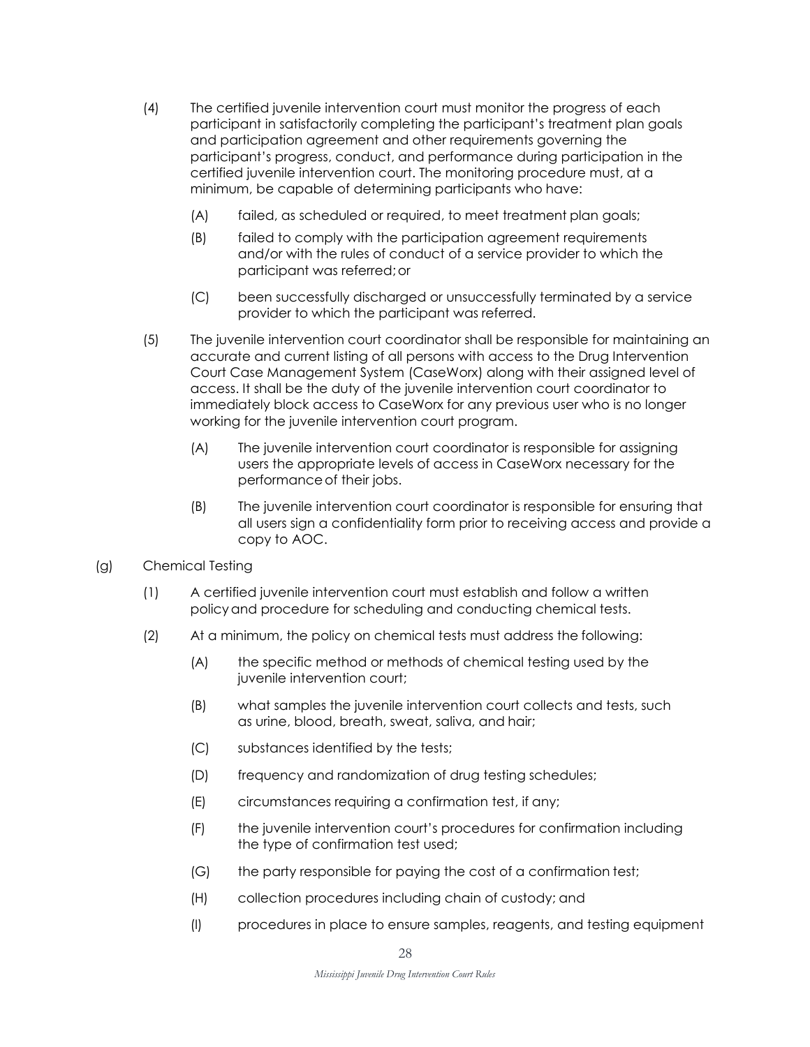(4) The certified juvenile intervention court must monitor the progress of each participant in satisfactorily completing the participant's treatment plan goals and participation agreement and other requirements governing the participant's progress, conduct, and performance during participation in the certified juvenile intervention court. The monitoring procedure must, at a minimum, be capable of determining participants who have:

  (A) failed, as scheduled or required, to meet treatment plan goals;

  (B) failed to comply with the participation agreement requirements and/or with the rules of conduct of a service provider to which the participant was referred; or

  (C) been successfully discharged or unsuccessfully terminated by a service provider to which the participant was referred.

(5) The juvenile intervention court coordinator shall be responsible for maintaining an accurate and current listing of all persons with access to the Drug Intervention Court Case Management System (CaseWorx) along with their assigned level of access. It shall be the duty of the juvenile intervention court coordinator to immediately block access to CaseWorx for any previous user who is no longer working for the juvenile intervention court program.

  (A) The juvenile intervention court coordinator is responsible for assigning users the appropriate levels of access in CaseWorx necessary for the performance of their jobs.

  (B) The juvenile intervention court coordinator is responsible for ensuring that all users sign a confidentiality form prior to receiving access and provide a copy to AOC.

(g) Chemical Testing

(1) A certified juvenile intervention court must establish and follow a written policy and procedure for scheduling and conducting chemical tests.

(2) At a minimum, the policy on chemical tests must address the following:

  (A) the specific method or methods of chemical testing used by the juvenile intervention court;

  (B) what samples the juvenile intervention court collects and tests, such as urine, blood, breath, sweat, saliva, and hair;

  (C) substances identified by the tests;

  (D) frequency and randomization of drug testing schedules;

  (E) circumstances requiring a confirmation test, if any;

  (F) the juvenile intervention court's procedures for confirmation including the type of confirmation test used;

  (G) the party responsible for paying the cost of a confirmation test;

  (H) collection procedures including chain of custody; and

  (I) procedures in place to ensure samples, reagents, and testing equipment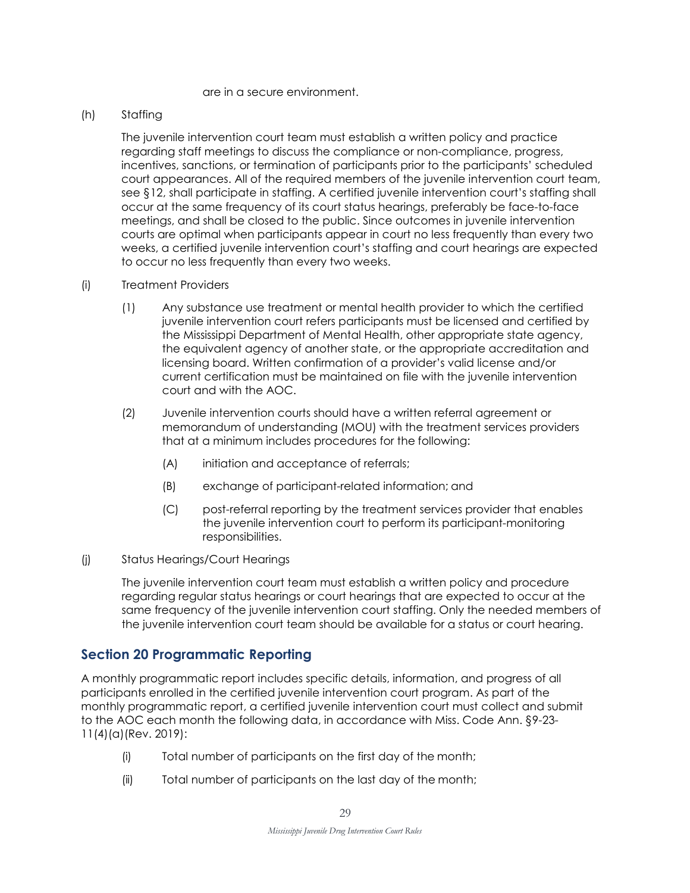are in a secure environment.

(h) Staffing

The juvenile intervention court team must establish a written policy and practice regarding staff meetings to discuss the compliance or non-compliance, progress, incentives, sanctions, or termination of participants prior to the participants' scheduled court appearances. All of the required members of the juvenile intervention court team, see §12, shall participate in staffing. A certified juvenile intervention court's staffing shall occur at the same frequency of its court status hearings, preferably be face-to-face meetings, and shall be closed to the public. Since outcomes in juvenile intervention courts are optimal when participants appear in court no less frequently than every two weeks, a certified juvenile intervention court's staffing and court hearings are expected to occur no less frequently than every two weeks.

(i) Treatment Providers

(1) Any substance use treatment or mental health provider to which the certified juvenile intervention court refers participants must be licensed and certified by the Mississippi Department of Mental Health, other appropriate state agency, the equivalent agency of another state, or the appropriate accreditation and licensing board. Written confirmation of a provider's valid license and/or current certification must be maintained on file with the juvenile intervention court and with the AOC.

(2) Juvenile intervention courts should have a written referral agreement or memorandum of understanding (MOU) with the treatment services providers that at a minimum includes procedures for the following:

(A) initiation and acceptance of referrals;

(B) exchange of participant-related information; and

(C) post-referral reporting by the treatment services provider that enables the juvenile intervention court to perform its participant-monitoring responsibilities.

(j) Status Hearings/Court Hearings

The juvenile intervention court team must establish a written policy and procedure regarding regular status hearings or court hearings that are expected to occur at the same frequency of the juvenile intervention court staffing. Only the needed members of the juvenile intervention court team should be available for a status or court hearing.

## Section 20 Programmatic Reporting

A monthly programmatic report includes specific details, information, and progress of all participants enrolled in the certified juvenile intervention court program. As part of the monthly programmatic report, a certified juvenile intervention court must collect and submit to the AOC each month the following data, in accordance with Miss. Code Ann. §9-23-11(4)(a)(Rev. 2019):

(i) Total number of participants on the first day of the month;

(ii) Total number of participants on the last day of the month;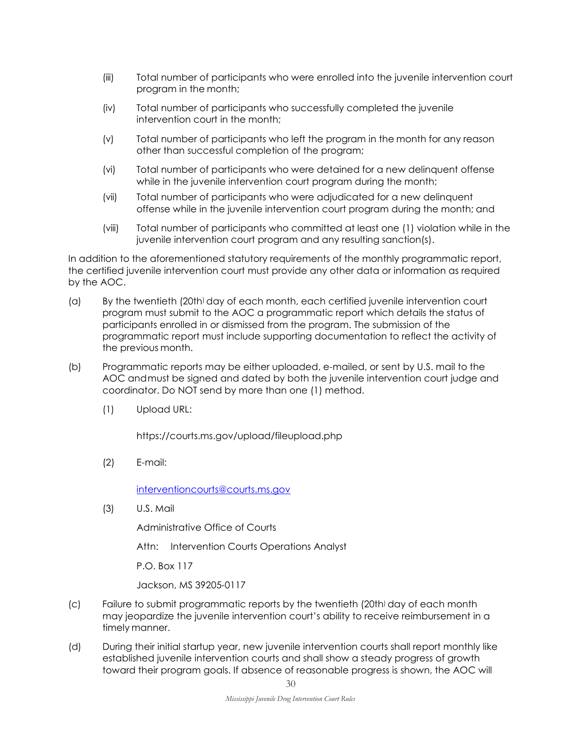(iii) Total number of participants who were enrolled into the juvenile intervention court program in the month;

(iv) Total number of participants who successfully completed the juvenile intervention court in the month;

(v) Total number of participants who left the program in the month for any reason other than successful completion of the program;

(vi) Total number of participants who were detained for a new delinquent offense while in the juvenile intervention court program during the month;

(vii) Total number of participants who were adjudicated for a new delinquent offense while in the juvenile intervention court program during the month; and

(viii) Total number of participants who committed at least one (1) violation while in the juvenile intervention court program and any resulting sanction(s).

In addition to the aforementioned statutory requirements of the monthly programmatic report, the certified juvenile intervention court must provide any other data or information as required by the AOC.

(a) By the twentieth (20th) day of each month, each certified juvenile intervention court program must submit to the AOC a programmatic report which details the status of participants enrolled in or dismissed from the program. The submission of the programmatic report must include supporting documentation to reflect the activity of the previous month.

(b) Programmatic reports may be either uploaded, e-mailed, or sent by U.S. mail to the AOC and must be signed and dated by both the juvenile intervention court judge and coordinator. Do NOT send by more than one (1) method.

(1) Upload URL:

https://courts.ms.gov/upload/fileupload.php

(2) E-mail:

interventioncourts@courts.ms.gov

(3) U.S. Mail

Administrative Office of Courts

Attn: Intervention Courts Operations Analyst

P.O. Box 117

Jackson, MS 39205-0117

(c) Failure to submit programmatic reports by the twentieth (20th) day of each month may jeopardize the juvenile intervention court's ability to receive reimbursement in a timely manner.

(d) During their initial startup year, new juvenile intervention courts shall report monthly like established juvenile intervention courts and shall show a steady progress of growth toward their program goals. If absence of reasonable progress is shown, the AOC will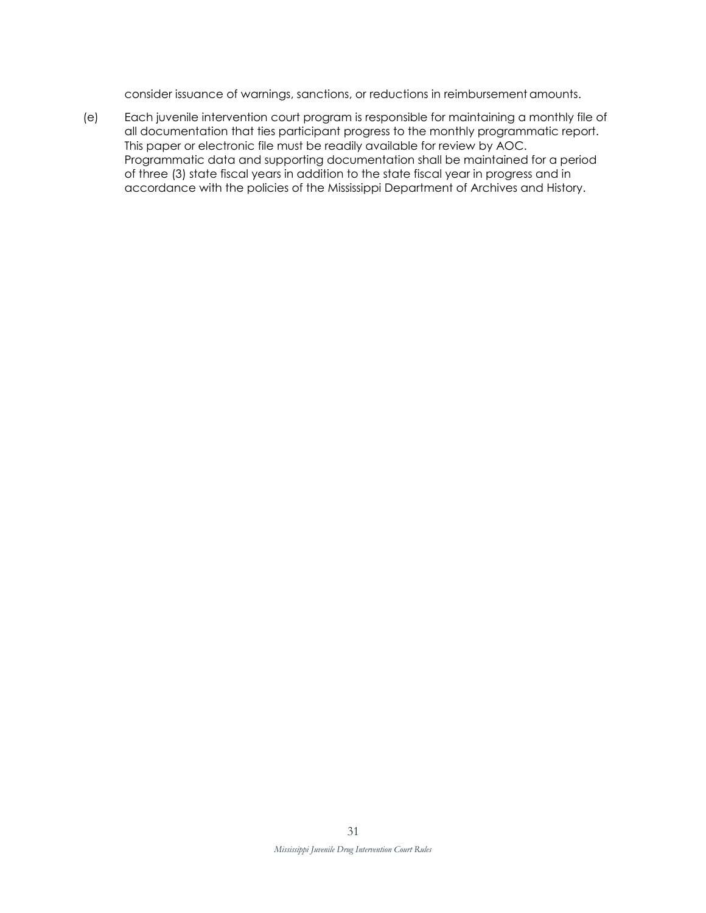consider issuance of warnings, sanctions, or reductions in reimbursement amounts.

(e) Each juvenile intervention court program is responsible for maintaining a monthly file of all documentation that ties participant progress to the monthly programmatic report. This paper or electronic file must be readily available for review by AOC. Programmatic data and supporting documentation shall be maintained for a period of three (3) state fiscal years in addition to the state fiscal year in progress and in accordance with the policies of the Mississippi Department of Archives and History.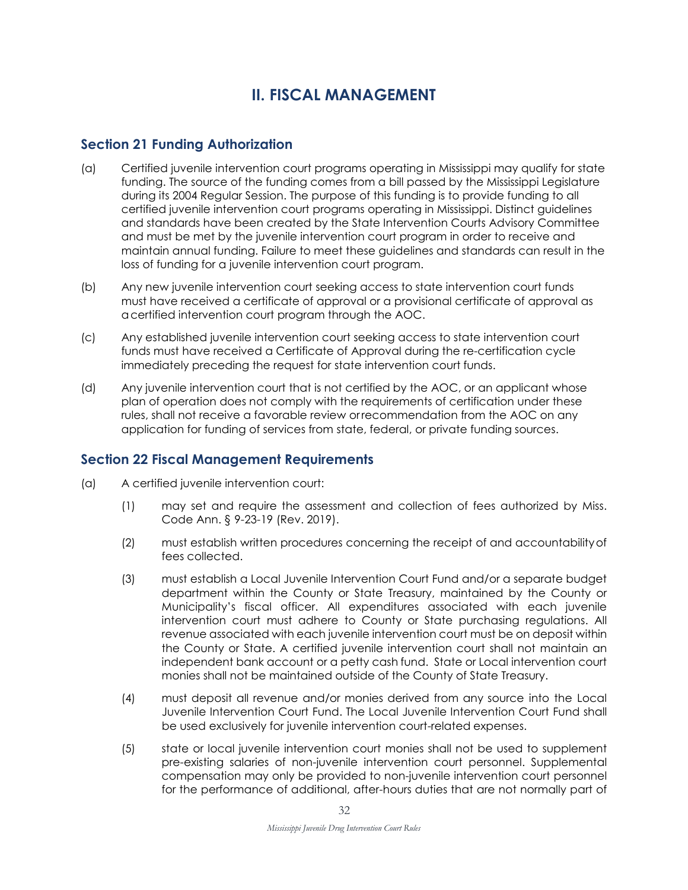# II. FISCAL MANAGEMENT

## Section 21 Funding Authorization

(a) Certified juvenile intervention court programs operating in Mississippi may qualify for state funding. The source of the funding comes from a bill passed by the Mississippi Legislature during its 2004 Regular Session. The purpose of this funding is to provide funding to all certified juvenile intervention court programs operating in Mississippi. Distinct guidelines and standards have been created by the State Intervention Courts Advisory Committee and must be met by the juvenile intervention court program in order to receive and maintain annual funding. Failure to meet these guidelines and standards can result in the loss of funding for a juvenile intervention court program.

(b) Any new juvenile intervention court seeking access to state intervention court funds must have received a certificate of approval or a provisional certificate of approval as a certified intervention court program through the AOC.

(c) Any established juvenile intervention court seeking access to state intervention court funds must have received a Certificate of Approval during the re-certification cycle immediately preceding the request for state intervention court funds.

(d) Any juvenile intervention court that is not certified by the AOC, or an applicant whose plan of operation does not comply with the requirements of certification under these rules, shall not receive a favorable review or recommendation from the AOC on any application for funding of services from state, federal, or private funding sources.

## Section 22 Fiscal Management Requirements

(a) A certified juvenile intervention court:

 (1) may set and require the assessment and collection of fees authorized by Miss. Code Ann. § 9-23-19 (Rev. 2019).

 (2) must establish written procedures concerning the receipt of and accountability of fees collected.

 (3) must establish a Local Juvenile Intervention Court Fund and/or a separate budget department within the County or State Treasury, maintained by the County or Municipality's fiscal officer. All expenditures associated with each juvenile intervention court must adhere to County or State purchasing regulations. All revenue associated with each juvenile intervention court must be on deposit within the County or State. A certified juvenile intervention court shall not maintain an independent bank account or a petty cash fund. State or Local intervention court monies shall not be maintained outside of the County of State Treasury.

 (4) must deposit all revenue and/or monies derived from any source into the Local Juvenile Intervention Court Fund. The Local Juvenile Intervention Court Fund shall be used exclusively for juvenile intervention court-related expenses.

 (5) state or local juvenile intervention court monies shall not be used to supplement pre-existing salaries of non-juvenile intervention court personnel. Supplemental compensation may only be provided to non-juvenile intervention court personnel for the performance of additional, after-hours duties that are not normally part of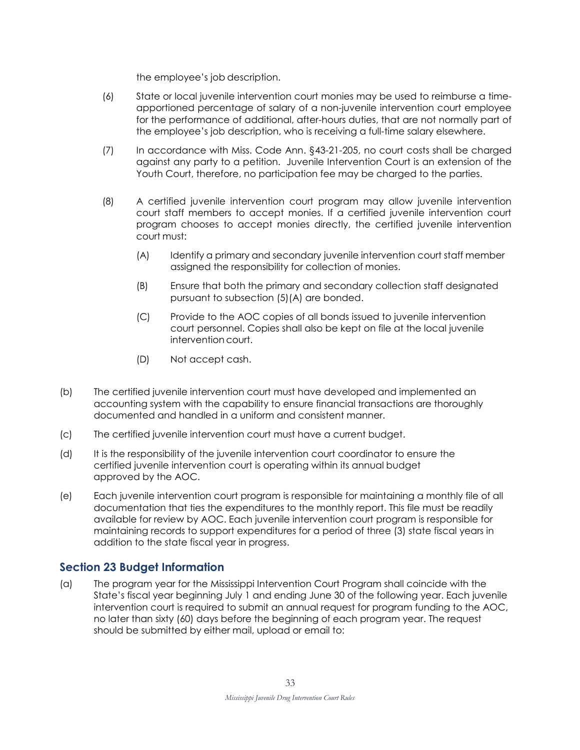the employee's job description.

(6) State or local juvenile intervention court monies may be used to reimburse a time-apportioned percentage of salary of a non-juvenile intervention court employee for the performance of additional, after-hours duties, that are not normally part of the employee's job description, who is receiving a full-time salary elsewhere.

(7) In accordance with Miss. Code Ann. §43-21-205, no court costs shall be charged against any party to a petition. Juvenile Intervention Court is an extension of the Youth Court, therefore, no participation fee may be charged to the parties.

(8) A certified juvenile intervention court program may allow juvenile intervention court staff members to accept monies. If a certified juvenile intervention court program chooses to accept monies directly, the certified juvenile intervention court must:

(A) Identify a primary and secondary juvenile intervention court staff member assigned the responsibility for collection of monies.

(B) Ensure that both the primary and secondary collection staff designated pursuant to subsection (5)(A) are bonded.

(C) Provide to the AOC copies of all bonds issued to juvenile intervention court personnel. Copies shall also be kept on file at the local juvenile intervention court.

(D) Not accept cash.

(b) The certified juvenile intervention court must have developed and implemented an accounting system with the capability to ensure financial transactions are thoroughly documented and handled in a uniform and consistent manner.

(c) The certified juvenile intervention court must have a current budget.

(d) It is the responsibility of the juvenile intervention court coordinator to ensure the certified juvenile intervention court is operating within its annual budget approved by the AOC.

(e) Each juvenile intervention court program is responsible for maintaining a monthly file of all documentation that ties the expenditures to the monthly report. This file must be readily available for review by AOC. Each juvenile intervention court program is responsible for maintaining records to support expenditures for a period of three (3) state fiscal years in addition to the state fiscal year in progress.

## Section 23 Budget Information

(a) The program year for the Mississippi Intervention Court Program shall coincide with the State's fiscal year beginning July 1 and ending June 30 of the following year. Each juvenile intervention court is required to submit an annual request for program funding to the AOC, no later than sixty (60) days before the beginning of each program year. The request should be submitted by either mail, upload or email to: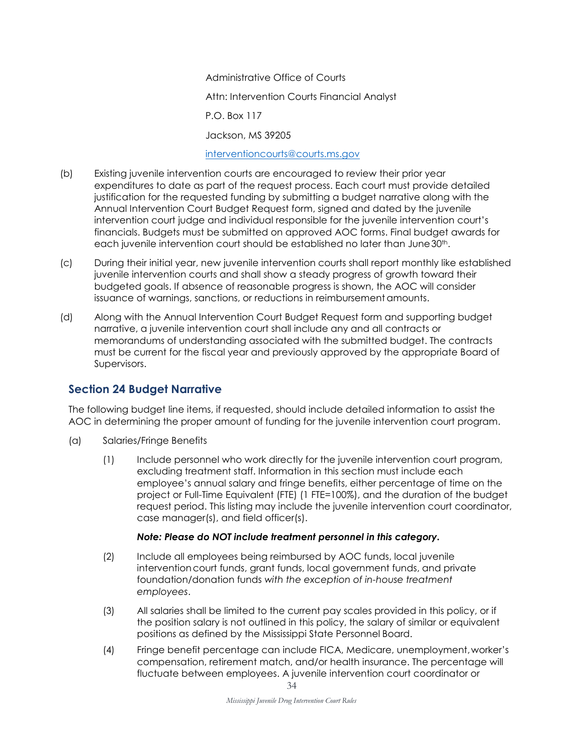Administrative Office of Courts

Attn: Intervention Courts Financial Analyst

P.O. Box 117

Jackson, MS 39205

interventioncourts@courts.ms.gov

(b) Existing juvenile intervention courts are encouraged to review their prior year expenditures to date as part of the request process. Each court must provide detailed justification for the requested funding by submitting a budget narrative along with the Annual Intervention Court Budget Request form, signed and dated by the juvenile intervention court judge and individual responsible for the juvenile intervention court's financials. Budgets must be submitted on approved AOC forms. Final budget awards for each juvenile intervention court should be established no later than June 30th.

(c) During their initial year, new juvenile intervention courts shall report monthly like established juvenile intervention courts and shall show a steady progress of growth toward their budgeted goals. If absence of reasonable progress is shown, the AOC will consider issuance of warnings, sanctions, or reductions in reimbursement amounts.

(d) Along with the Annual Intervention Court Budget Request form and supporting budget narrative, a juvenile intervention court shall include any and all contracts or memorandums of understanding associated with the submitted budget. The contracts must be current for the fiscal year and previously approved by the appropriate Board of Supervisors.

## Section 24 Budget Narrative

The following budget line items, if requested, should include detailed information to assist the AOC in determining the proper amount of funding for the juvenile intervention court program.

(a) Salaries/Fringe Benefits

(1) Include personnel who work directly for the juvenile intervention court program, excluding treatment staff. Information in this section must include each employee's annual salary and fringe benefits, either percentage of time on the project or Full-Time Equivalent (FTE) (1 FTE=100%), and the duration of the budget request period. This listing may include the juvenile intervention court coordinator, case manager(s), and field officer(s).

***Note: Please do NOT include treatment personnel in this category.***

(2) Include all employees being reimbursed by AOC funds, local juvenile intervention court funds, grant funds, local government funds, and private foundation/donation funds *with the exception of in-house treatment employees*.

(3) All salaries shall be limited to the current pay scales provided in this policy, or if the position salary is not outlined in this policy, the salary of similar or equivalent positions as defined by the Mississippi State Personnel Board.

(4) Fringe benefit percentage can include FICA, Medicare, unemployment, worker's compensation, retirement match, and/or health insurance. The percentage will fluctuate between employees. A juvenile intervention court coordinator or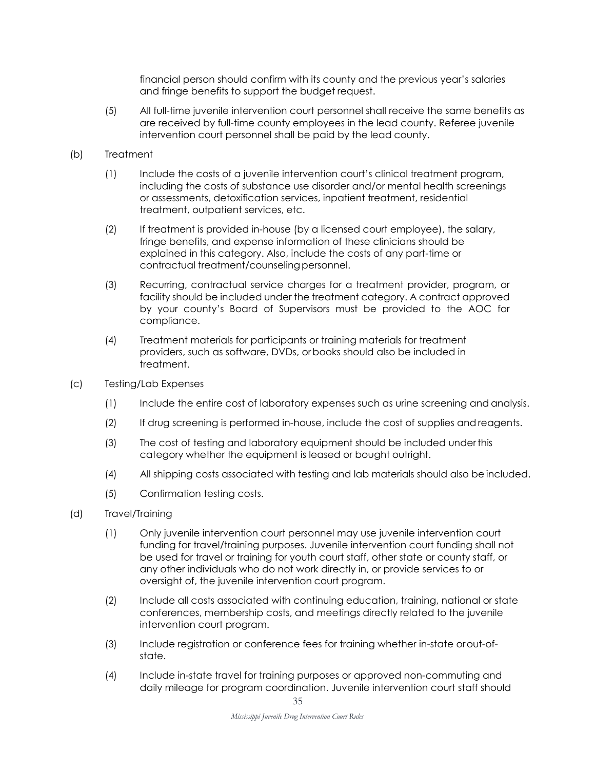financial person should confirm with its county and the previous year's salaries and fringe benefits to support the budget request.

(5) All full-time juvenile intervention court personnel shall receive the same benefits as are received by full-time county employees in the lead county. Referee juvenile intervention court personnel shall be paid by the lead county.

(b) Treatment

(1) Include the costs of a juvenile intervention court's clinical treatment program, including the costs of substance use disorder and/or mental health screenings or assessments, detoxification services, inpatient treatment, residential treatment, outpatient services, etc.

(2) If treatment is provided in-house (by a licensed court employee), the salary, fringe benefits, and expense information of these clinicians should be explained in this category. Also, include the costs of any part-time or contractual treatment/counseling personnel.

(3) Recurring, contractual service charges for a treatment provider, program, or facility should be included under the treatment category. A contract approved by your county's Board of Supervisors must be provided to the AOC for compliance.

(4) Treatment materials for participants or training materials for treatment providers, such as software, DVDs, or books should also be included in treatment.

(c) Testing/Lab Expenses

(1) Include the entire cost of laboratory expenses such as urine screening and analysis.

(2) If drug screening is performed in-house, include the cost of supplies and reagents.

(3) The cost of testing and laboratory equipment should be included under this category whether the equipment is leased or bought outright.

(4) All shipping costs associated with testing and lab materials should also be included.

(5) Confirmation testing costs.

(d) Travel/Training

(1) Only juvenile intervention court personnel may use juvenile intervention court funding for travel/training purposes. Juvenile intervention court funding shall not be used for travel or training for youth court staff, other state or county staff, or any other individuals who do not work directly in, or provide services to or oversight of, the juvenile intervention court program.

(2) Include all costs associated with continuing education, training, national or state conferences, membership costs, and meetings directly related to the juvenile intervention court program.

(3) Include registration or conference fees for training whether in-state or out-of-state.

(4) Include in-state travel for training purposes or approved non-commuting and daily mileage for program coordination. Juvenile intervention court staff should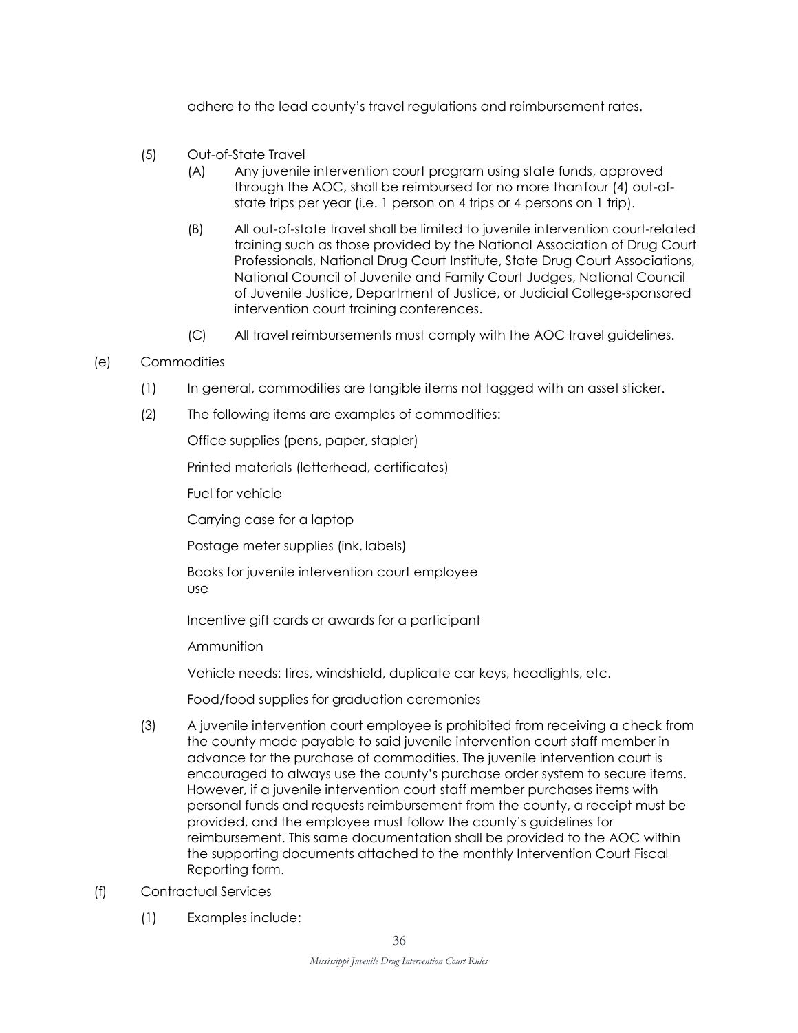adhere to the lead county's travel regulations and reimbursement rates.

(5) Out-of-State Travel

(A) Any juvenile intervention court program using state funds, approved through the AOC, shall be reimbursed for no more than four (4) out-of-state trips per year (i.e. 1 person on 4 trips or 4 persons on 1 trip).

(B) All out-of-state travel shall be limited to juvenile intervention court-related training such as those provided by the National Association of Drug Court Professionals, National Drug Court Institute, State Drug Court Associations, National Council of Juvenile and Family Court Judges, National Council of Juvenile Justice, Department of Justice, or Judicial College-sponsored intervention court training conferences.

(C) All travel reimbursements must comply with the AOC travel guidelines.

(e) Commodities

(1) In general, commodities are tangible items not tagged with an asset sticker.

(2) The following items are examples of commodities:

Office supplies (pens, paper, stapler)

Printed materials (letterhead, certificates)

Fuel for vehicle

Carrying case for a laptop

Postage meter supplies (ink, labels)

Books for juvenile intervention court employee use

Incentive gift cards or awards for a participant

Ammunition

Vehicle needs: tires, windshield, duplicate car keys, headlights, etc.

Food/food supplies for graduation ceremonies

(3) A juvenile intervention court employee is prohibited from receiving a check from the county made payable to said juvenile intervention court staff member in advance for the purchase of commodities. The juvenile intervention court is encouraged to always use the county's purchase order system to secure items. However, if a juvenile intervention court staff member purchases items with personal funds and requests reimbursement from the county, a receipt must be provided, and the employee must follow the county's guidelines for reimbursement. This same documentation shall be provided to the AOC within the supporting documents attached to the monthly Intervention Court Fiscal Reporting form.

(f) Contractual Services

(1) Examples include: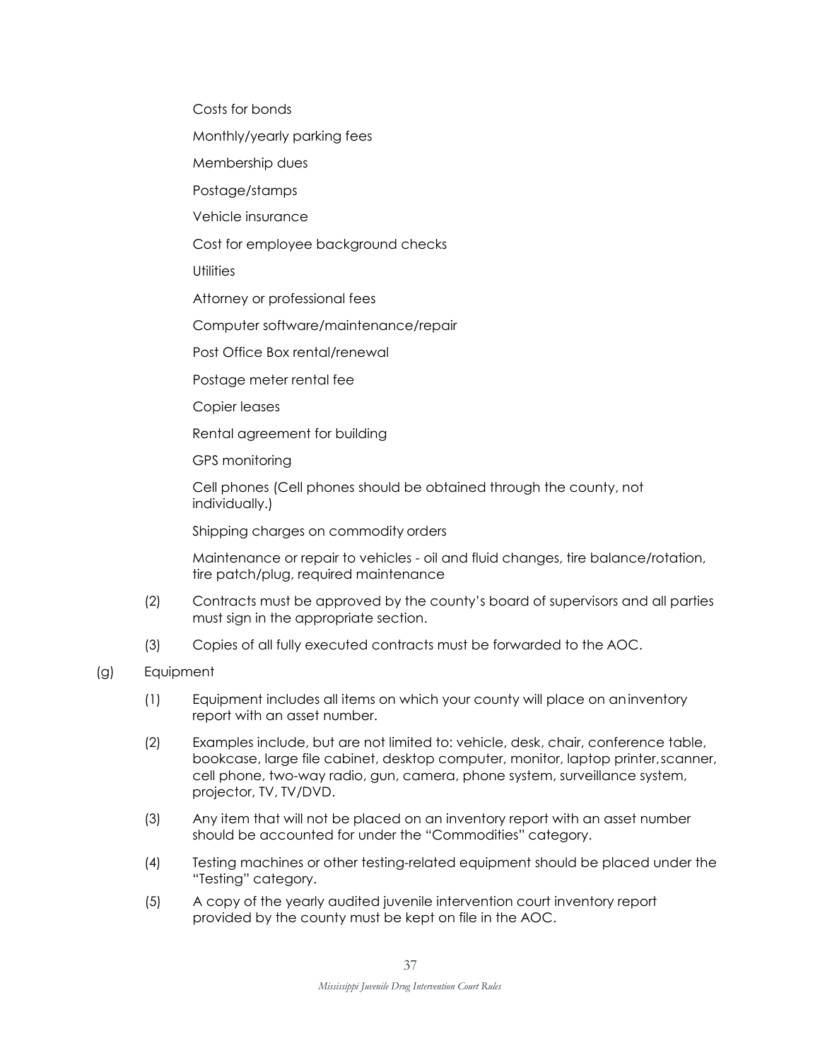Costs for bonds

Monthly/yearly parking fees

Membership dues

Postage/stamps

Vehicle insurance

Cost for employee background checks

Utilities

Attorney or professional fees

Computer software/maintenance/repair

Post Office Box rental/renewal

Postage meter rental fee

Copier leases

Rental agreement for building

GPS monitoring

Cell phones (Cell phones should be obtained through the county, not individually.)

Shipping charges on commodity orders

Maintenance or repair to vehicles - oil and fluid changes, tire balance/rotation, tire patch/plug, required maintenance

(2) Contracts must be approved by the county's board of supervisors and all parties must sign in the appropriate section.

(3) Copies of all fully executed contracts must be forwarded to the AOC.

(g) Equipment

(1) Equipment includes all items on which your county will place on an inventory report with an asset number.

(2) Examples include, but are not limited to: vehicle, desk, chair, conference table, bookcase, large file cabinet, desktop computer, monitor, laptop printer, scanner, cell phone, two-way radio, gun, camera, phone system, surveillance system, projector, TV, TV/DVD.

(3) Any item that will not be placed on an inventory report with an asset number should be accounted for under the "Commodities" category.

(4) Testing machines or other testing-related equipment should be placed under the "Testing" category.

(5) A copy of the yearly audited juvenile intervention court inventory report provided by the county must be kept on file in the AOC.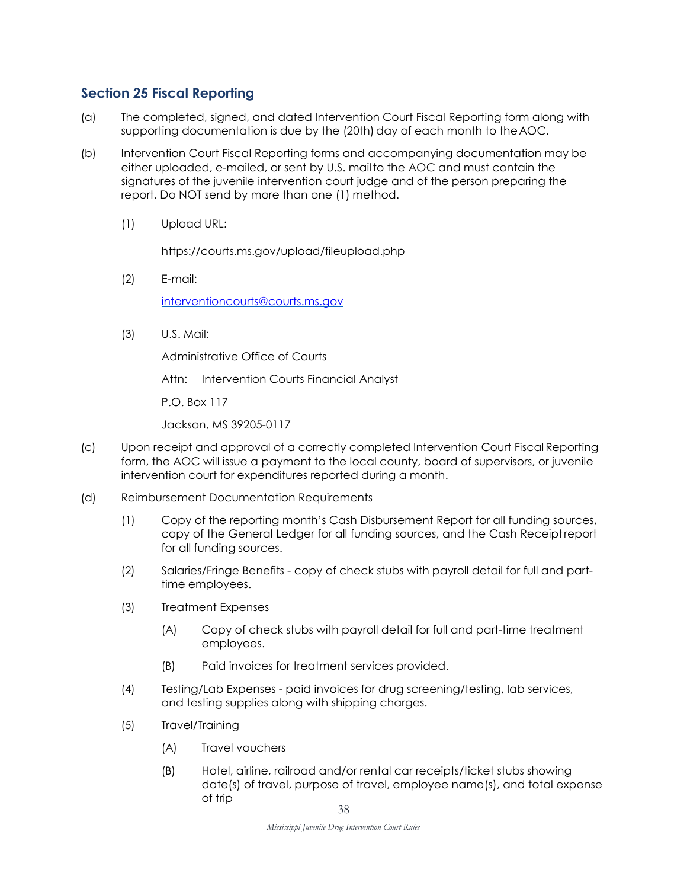## Section 25 Fiscal Reporting

(a) The completed, signed, and dated Intervention Court Fiscal Reporting form along with supporting documentation is due by the (20th) day of each month to the AOC.

(b) Intervention Court Fiscal Reporting forms and accompanying documentation may be either uploaded, e-mailed, or sent by U.S. mail to the AOC and must contain the signatures of the juvenile intervention court judge and of the person preparing the report. Do NOT send by more than one (1) method.

   (1) Upload URL:

   https://courts.ms.gov/upload/fileupload.php

   (2) E-mail:

   interventioncourts@courts.ms.gov

   (3) U.S. Mail:

   Administrative Office of Courts

   Attn: Intervention Courts Financial Analyst

   P.O. Box 117

   Jackson, MS 39205-0117

(c) Upon receipt and approval of a correctly completed Intervention Court Fiscal Reporting form, the AOC will issue a payment to the local county, board of supervisors, or juvenile intervention court for expenditures reported during a month.

(d) Reimbursement Documentation Requirements

   (1) Copy of the reporting month's Cash Disbursement Report for all funding sources, copy of the General Ledger for all funding sources, and the Cash Receipt report for all funding sources.

   (2) Salaries/Fringe Benefits - copy of check stubs with payroll detail for full and part-time employees.

   (3) Treatment Expenses

      (A) Copy of check stubs with payroll detail for full and part-time treatment employees.

      (B) Paid invoices for treatment services provided.

   (4) Testing/Lab Expenses - paid invoices for drug screening/testing, lab services, and testing supplies along with shipping charges.

   (5) Travel/Training

      (A) Travel vouchers

      (B) Hotel, airline, railroad and/or rental car receipts/ticket stubs showing date(s) of travel, purpose of travel, employee name(s), and total expense of trip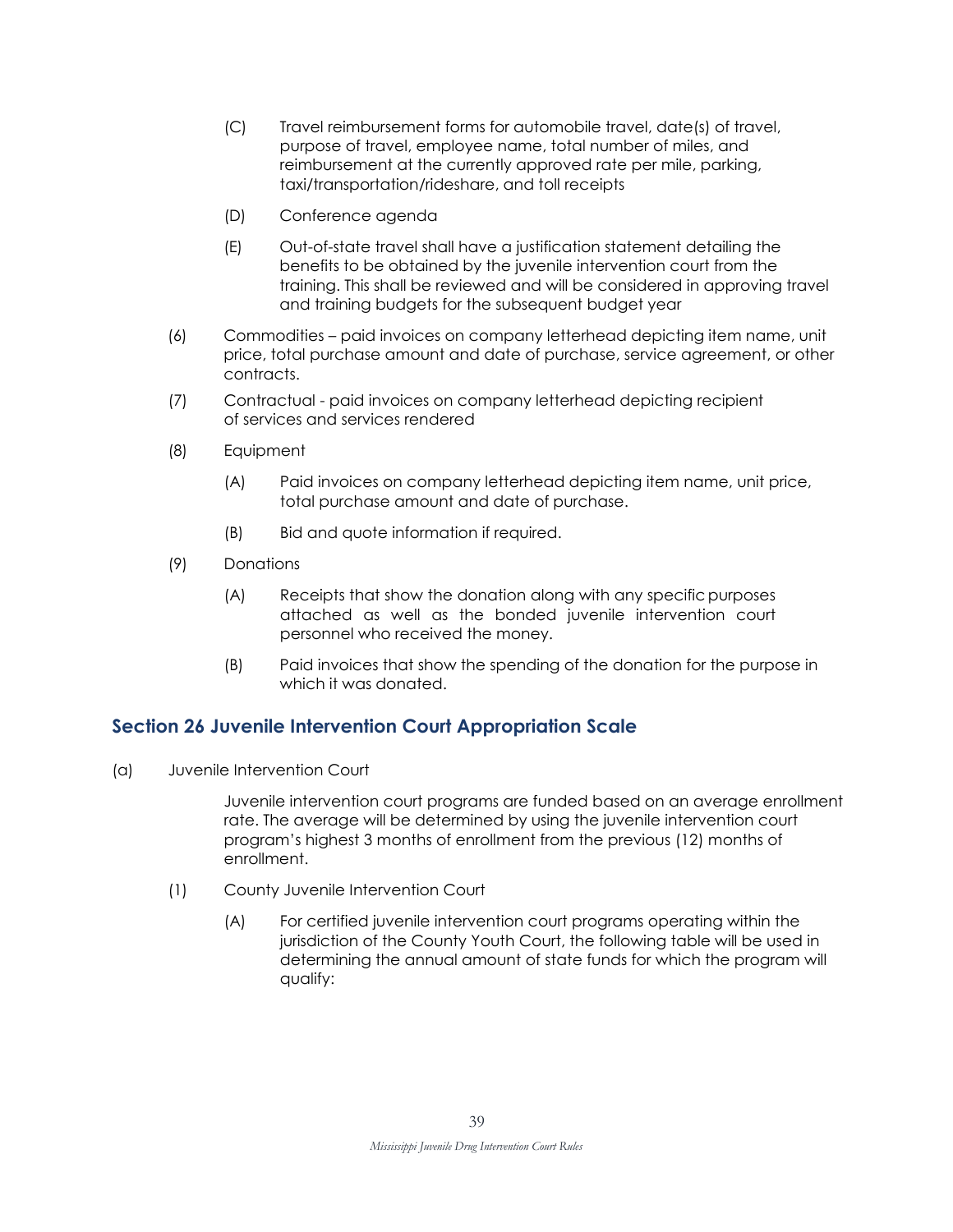- (C) Travel reimbursement forms for automobile travel, date(s) of travel, purpose of travel, employee name, total number of miles, and reimbursement at the currently approved rate per mile, parking, taxi/transportation/rideshare, and toll receipts

- (D) Conference agenda

- (E) Out-of-state travel shall have a justification statement detailing the benefits to be obtained by the juvenile intervention court from the training. This shall be reviewed and will be considered in approving travel and training budgets for the subsequent budget year

(6) Commodities – paid invoices on company letterhead depicting item name, unit price, total purchase amount and date of purchase, service agreement, or other contracts.

(7) Contractual - paid invoices on company letterhead depicting recipient of services and services rendered

(8) Equipment

- (A) Paid invoices on company letterhead depicting item name, unit price, total purchase amount and date of purchase.

- (B) Bid and quote information if required.

(9) Donations

- (A) Receipts that show the donation along with any specific purposes attached as well as the bonded juvenile intervention court personnel who received the money.

- (B) Paid invoices that show the spending of the donation for the purpose in which it was donated.

## Section 26 Juvenile Intervention Court Appropriation Scale

(a) Juvenile Intervention Court

Juvenile intervention court programs are funded based on an average enrollment rate. The average will be determined by using the juvenile intervention court program's highest 3 months of enrollment from the previous (12) months of enrollment.

(1) County Juvenile Intervention Court

- (A) For certified juvenile intervention court programs operating within the jurisdiction of the County Youth Court, the following table will be used in determining the annual amount of state funds for which the program will qualify: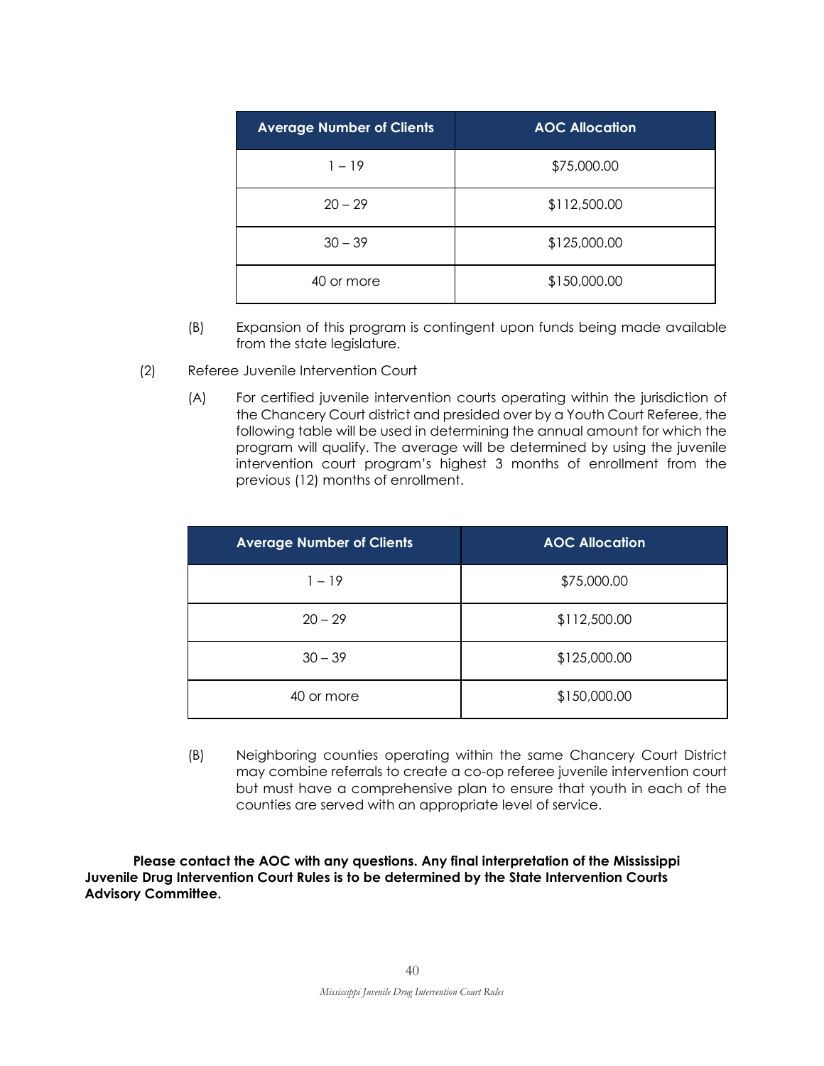| Average Number of Clients | AOC Allocation |
|---|---|
| 1 – 19 | $75,000.00 |
| 20 – 29 | $112,500.00 |
| 30 – 39 | $125,000.00 |
| 40 or more | $150,000.00 |

(B) Expansion of this program is contingent upon funds being made available from the state legislature.

(2) Referee Juvenile Intervention Court

(A) For certified juvenile intervention courts operating within the jurisdiction of the Chancery Court district and presided over by a Youth Court Referee, the following table will be used in determining the annual amount for which the program will qualify. The average will be determined by using the juvenile intervention court program's highest 3 months of enrollment from the previous (12) months of enrollment.

| Average Number of Clients | AOC Allocation |
|---|---|
| 1 – 19 | $75,000.00 |
| 20 – 29 | $112,500.00 |
| 30 – 39 | $125,000.00 |
| 40 or more | $150,000.00 |

(B) Neighboring counties operating within the same Chancery Court District may combine referrals to create a co-op referee juvenile intervention court but must have a comprehensive plan to ensure that youth in each of the counties are served with an appropriate level of service.

**Please contact the AOC with any questions. Any final interpretation of the Mississippi Juvenile Drug Intervention Court Rules is to be determined by the State Intervention Courts Advisory Committee.**